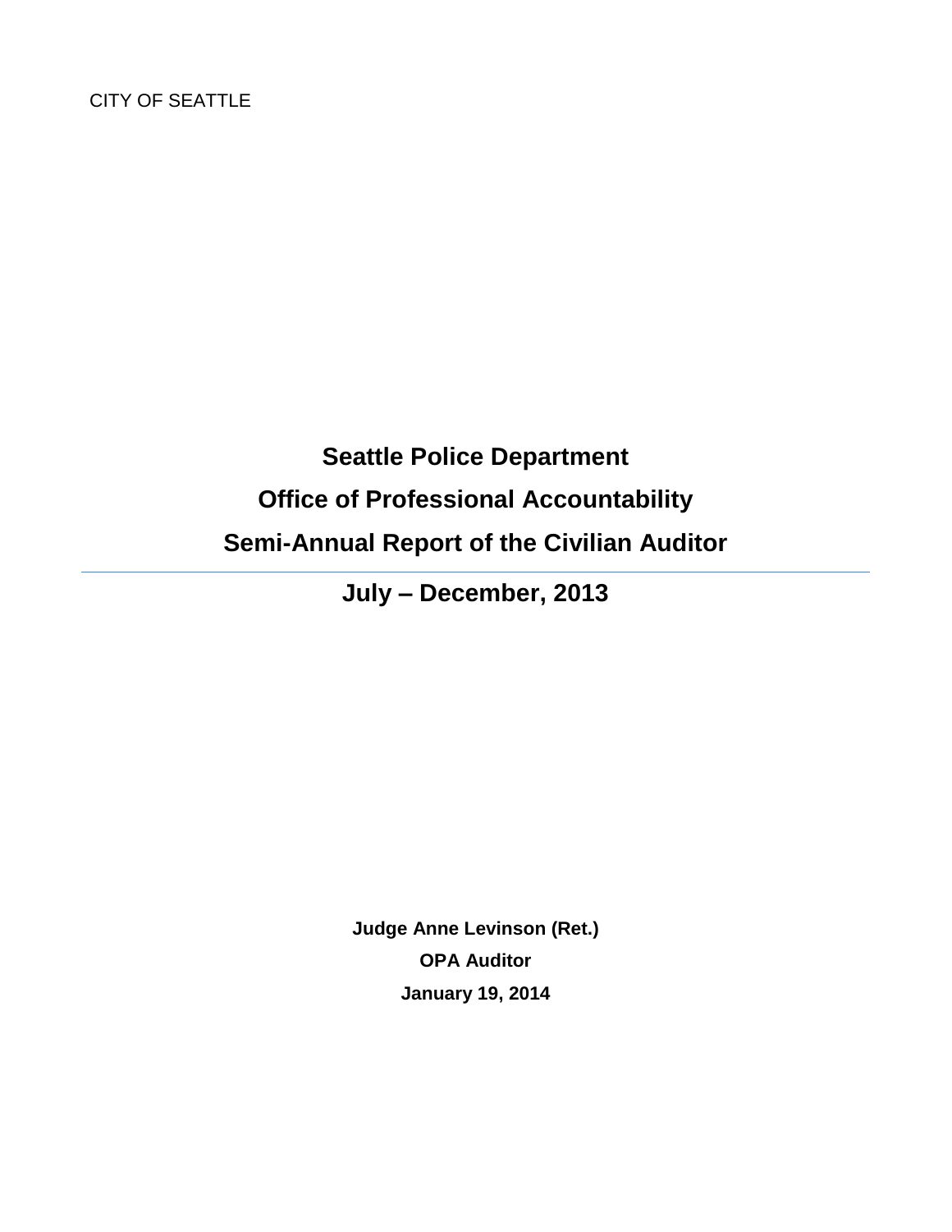CITY OF SEATTLE

# Seattle Police Department

# Office of Professional Accountability

# Semi-Annual Report of the Civilian Auditor

---

## July – December, 2013

**Judge Anne Levinson (Ret.)**

**OPA Auditor**

**January 19, 2014**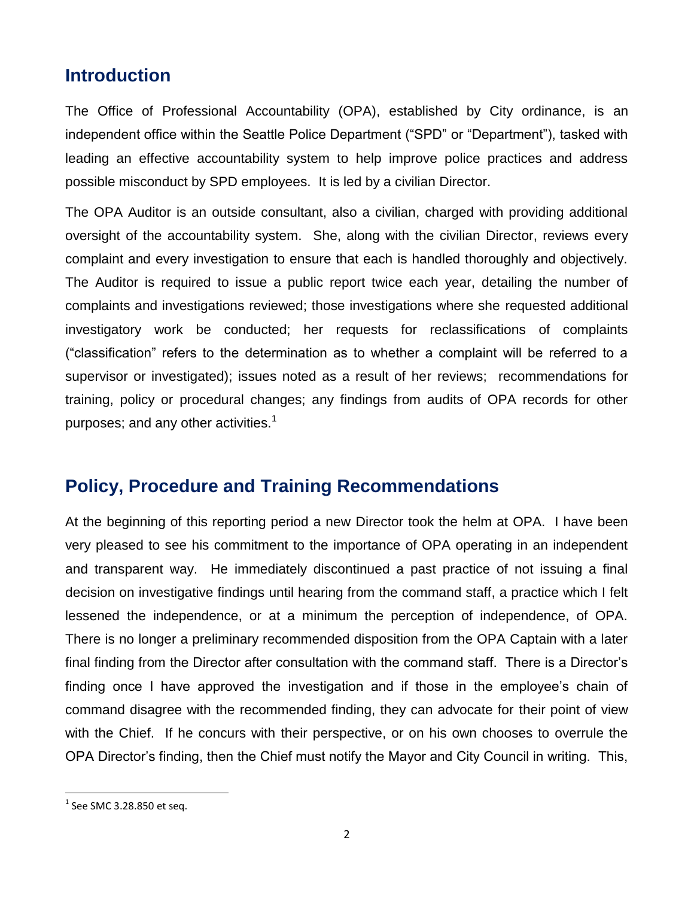## Introduction

The Office of Professional Accountability (OPA), established by City ordinance, is an independent office within the Seattle Police Department ("SPD" or "Department"), tasked with leading an effective accountability system to help improve police practices and address possible misconduct by SPD employees. It is led by a civilian Director.

The OPA Auditor is an outside consultant, also a civilian, charged with providing additional oversight of the accountability system. She, along with the civilian Director, reviews every complaint and every investigation to ensure that each is handled thoroughly and objectively. The Auditor is required to issue a public report twice each year, detailing the number of complaints and investigations reviewed; those investigations where she requested additional investigatory work be conducted; her requests for reclassifications of complaints ("classification" refers to the determination as to whether a complaint will be referred to a supervisor or investigated); issues noted as a result of her reviews; recommendations for training, policy or procedural changes; any findings from audits of OPA records for other purposes; and any other activities.[1]

## Policy, Procedure and Training Recommendations

At the beginning of this reporting period a new Director took the helm at OPA. I have been very pleased to see his commitment to the importance of OPA operating in an independent and transparent way. He immediately discontinued a past practice of not issuing a final decision on investigative findings until hearing from the command staff, a practice which I felt lessened the independence, or at a minimum the perception of independence, of OPA. There is no longer a preliminary recommended disposition from the OPA Captain with a later final finding from the Director after consultation with the command staff. There is a Director's finding once I have approved the investigation and if those in the employee's chain of command disagree with the recommended finding, they can advocate for their point of view with the Chief. If he concurs with their perspective, or on his own chooses to overrule the OPA Director's finding, then the Chief must notify the Mayor and City Council in writing. This,

[1] See SMC 3.28.850 et seq.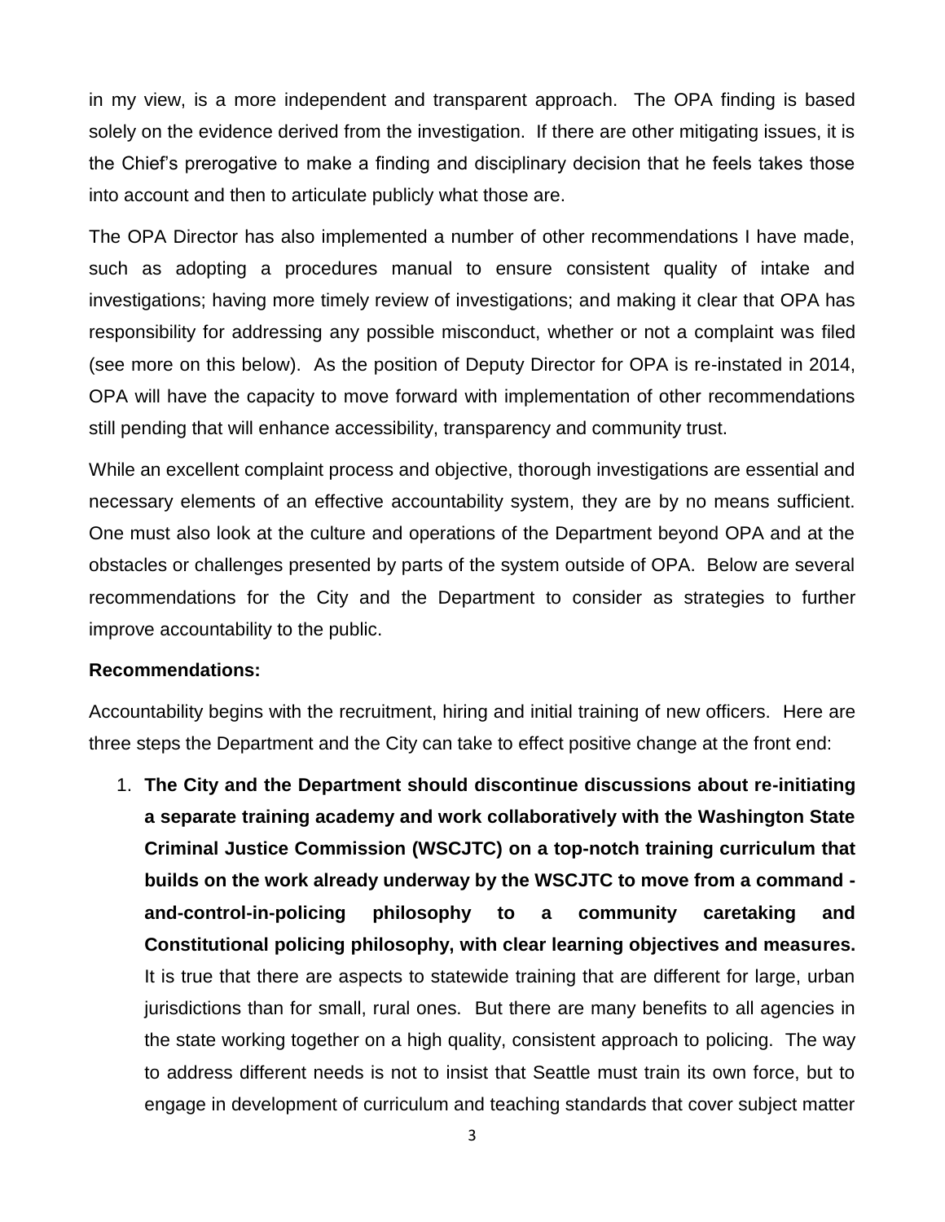in my view, is a more independent and transparent approach. The OPA finding is based solely on the evidence derived from the investigation. If there are other mitigating issues, it is the Chief's prerogative to make a finding and disciplinary decision that he feels takes those into account and then to articulate publicly what those are.

The OPA Director has also implemented a number of other recommendations I have made, such as adopting a procedures manual to ensure consistent quality of intake and investigations; having more timely review of investigations; and making it clear that OPA has responsibility for addressing any possible misconduct, whether or not a complaint was filed (see more on this below). As the position of Deputy Director for OPA is re-instated in 2014, OPA will have the capacity to move forward with implementation of other recommendations still pending that will enhance accessibility, transparency and community trust.

While an excellent complaint process and objective, thorough investigations are essential and necessary elements of an effective accountability system, they are by no means sufficient. One must also look at the culture and operations of the Department beyond OPA and at the obstacles or challenges presented by parts of the system outside of OPA. Below are several recommendations for the City and the Department to consider as strategies to further improve accountability to the public.

**Recommendations:**

Accountability begins with the recruitment, hiring and initial training of new officers. Here are three steps the Department and the City can take to effect positive change at the front end:

1. **The City and the Department should discontinue discussions about re-initiating a separate training academy and work collaboratively with the Washington State Criminal Justice Commission (WSCJTC) on a top-notch training curriculum that builds on the work already underway by the WSCJTC to move from a command - and-control-in-policing philosophy to a community caretaking and Constitutional policing philosophy, with clear learning objectives and measures.** It is true that there are aspects to statewide training that are different for large, urban jurisdictions than for small, rural ones. But there are many benefits to all agencies in the state working together on a high quality, consistent approach to policing. The way to address different needs is not to insist that Seattle must train its own force, but to engage in development of curriculum and teaching standards that cover subject matter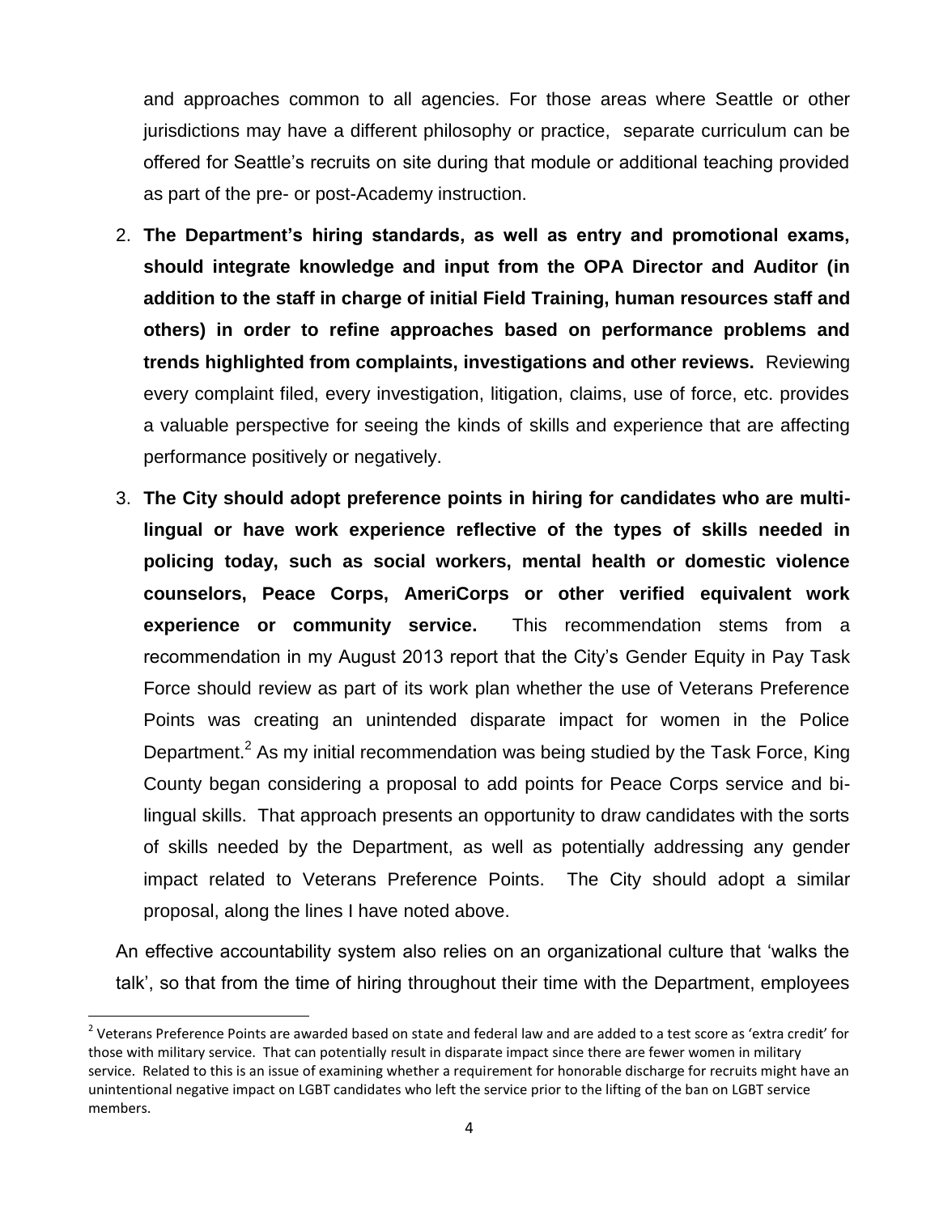and approaches common to all agencies. For those areas where Seattle or other jurisdictions may have a different philosophy or practice, separate curriculum can be offered for Seattle's recruits on site during that module or additional teaching provided as part of the pre- or post-Academy instruction.

2. **The Department's hiring standards, as well as entry and promotional exams, should integrate knowledge and input from the OPA Director and Auditor (in addition to the staff in charge of initial Field Training, human resources staff and others) in order to refine approaches based on performance problems and trends highlighted from complaints, investigations and other reviews.** Reviewing every complaint filed, every investigation, litigation, claims, use of force, etc. provides a valuable perspective for seeing the kinds of skills and experience that are affecting performance positively or negatively.

3. **The City should adopt preference points in hiring for candidates who are multi-lingual or have work experience reflective of the types of skills needed in policing today, such as social workers, mental health or domestic violence counselors, Peace Corps, AmeriCorps or other verified equivalent work experience or community service.** This recommendation stems from a recommendation in my August 2013 report that the City's Gender Equity in Pay Task Force should review as part of its work plan whether the use of Veterans Preference Points was creating an unintended disparate impact for women in the Police Department.[2] As my initial recommendation was being studied by the Task Force, King County began considering a proposal to add points for Peace Corps service and bi-lingual skills. That approach presents an opportunity to draw candidates with the sorts of skills needed by the Department, as well as potentially addressing any gender impact related to Veterans Preference Points. The City should adopt a similar proposal, along the lines I have noted above.

An effective accountability system also relies on an organizational culture that 'walks the talk', so that from the time of hiring throughout their time with the Department, employees

[2] Veterans Preference Points are awarded based on state and federal law and are added to a test score as 'extra credit' for those with military service. That can potentially result in disparate impact since there are fewer women in military service. Related to this is an issue of examining whether a requirement for honorable discharge for recruits might have an unintentional negative impact on LGBT candidates who left the service prior to the lifting of the ban on LGBT service members.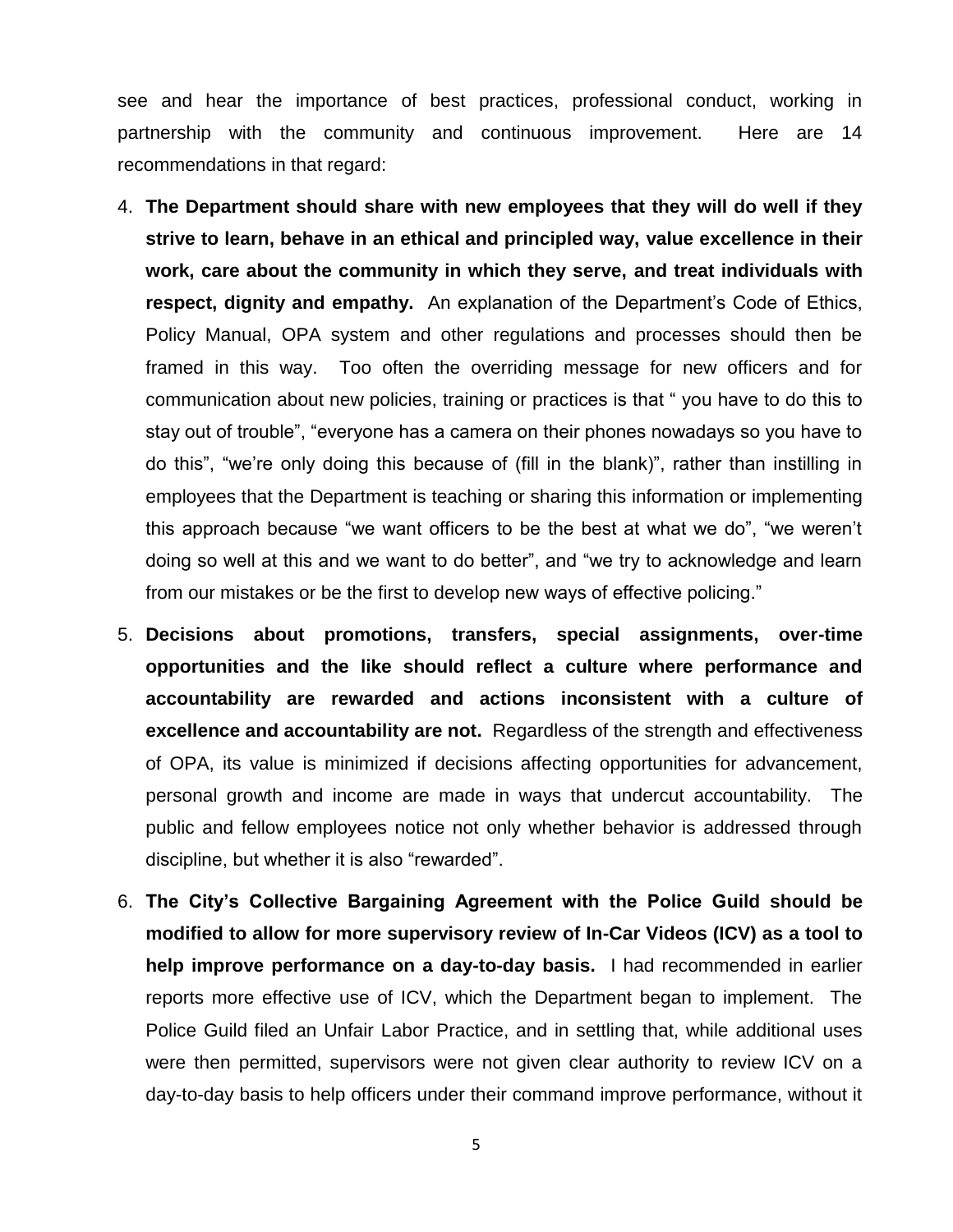see and hear the importance of best practices, professional conduct, working in partnership with the community and continuous improvement. Here are 14 recommendations in that regard:

4. **The Department should share with new employees that they will do well if they strive to learn, behave in an ethical and principled way, value excellence in their work, care about the community in which they serve, and treat individuals with respect, dignity and empathy.** An explanation of the Department's Code of Ethics, Policy Manual, OPA system and other regulations and processes should then be framed in this way. Too often the overriding message for new officers and for communication about new policies, training or practices is that " you have to do this to stay out of trouble", "everyone has a camera on their phones nowadays so you have to do this", "we're only doing this because of (fill in the blank)", rather than instilling in employees that the Department is teaching or sharing this information or implementing this approach because "we want officers to be the best at what we do", "we weren't doing so well at this and we want to do better", and "we try to acknowledge and learn from our mistakes or be the first to develop new ways of effective policing."

5. **Decisions about promotions, transfers, special assignments, over-time opportunities and the like should reflect a culture where performance and accountability are rewarded and actions inconsistent with a culture of excellence and accountability are not.** Regardless of the strength and effectiveness of OPA, its value is minimized if decisions affecting opportunities for advancement, personal growth and income are made in ways that undercut accountability. The public and fellow employees notice not only whether behavior is addressed through discipline, but whether it is also "rewarded".

6. **The City's Collective Bargaining Agreement with the Police Guild should be modified to allow for more supervisory review of In-Car Videos (ICV) as a tool to help improve performance on a day-to-day basis.** I had recommended in earlier reports more effective use of ICV, which the Department began to implement. The Police Guild filed an Unfair Labor Practice, and in settling that, while additional uses were then permitted, supervisors were not given clear authority to review ICV on a day-to-day basis to help officers under their command improve performance, without it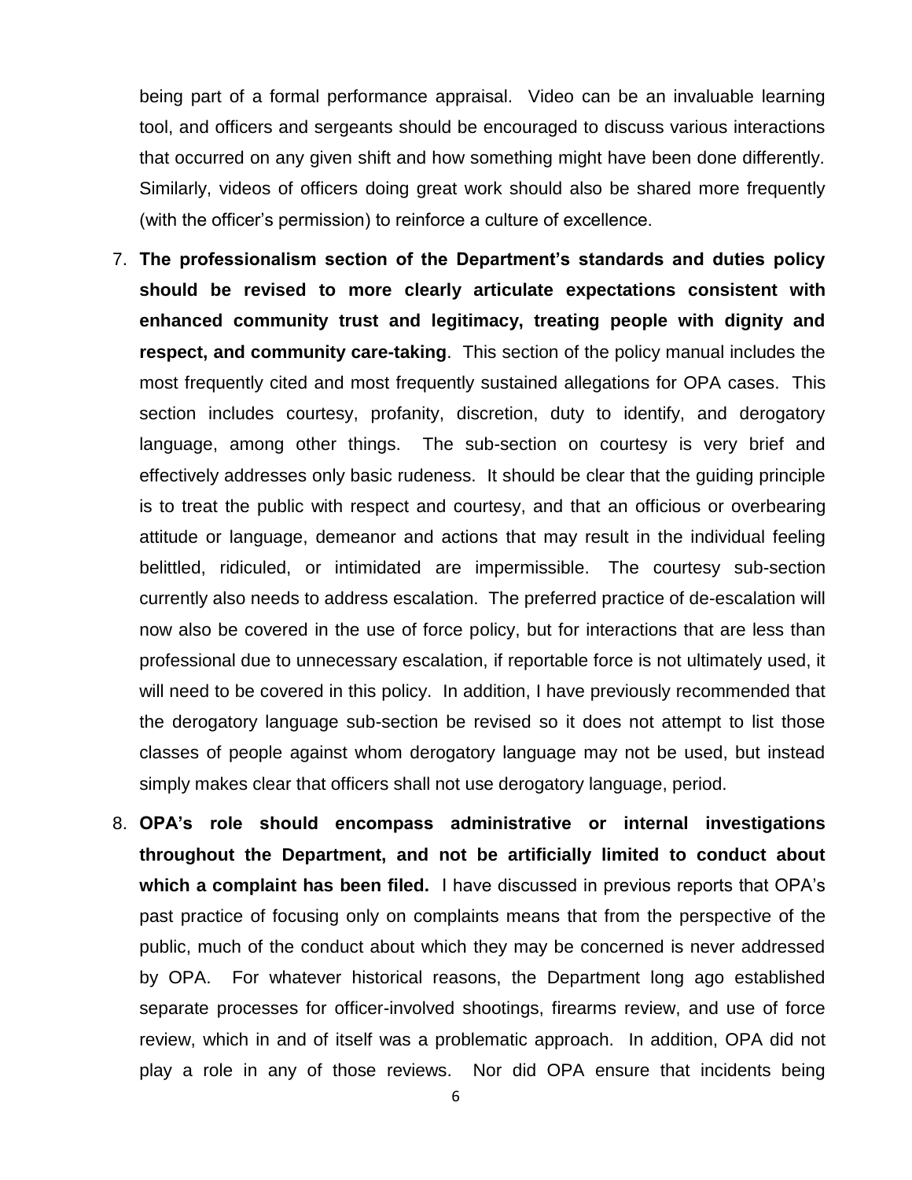being part of a formal performance appraisal. Video can be an invaluable learning tool, and officers and sergeants should be encouraged to discuss various interactions that occurred on any given shift and how something might have been done differently. Similarly, videos of officers doing great work should also be shared more frequently (with the officer's permission) to reinforce a culture of excellence.

7. **The professionalism section of the Department's standards and duties policy should be revised to more clearly articulate expectations consistent with enhanced community trust and legitimacy, treating people with dignity and respect, and community care-taking**. This section of the policy manual includes the most frequently cited and most frequently sustained allegations for OPA cases. This section includes courtesy, profanity, discretion, duty to identify, and derogatory language, among other things. The sub-section on courtesy is very brief and effectively addresses only basic rudeness. It should be clear that the guiding principle is to treat the public with respect and courtesy, and that an officious or overbearing attitude or language, demeanor and actions that may result in the individual feeling belittled, ridiculed, or intimidated are impermissible. The courtesy sub-section currently also needs to address escalation. The preferred practice of de-escalation will now also be covered in the use of force policy, but for interactions that are less than professional due to unnecessary escalation, if reportable force is not ultimately used, it will need to be covered in this policy. In addition, I have previously recommended that the derogatory language sub-section be revised so it does not attempt to list those classes of people against whom derogatory language may not be used, but instead simply makes clear that officers shall not use derogatory language, period.

8. **OPA's role should encompass administrative or internal investigations throughout the Department, and not be artificially limited to conduct about which a complaint has been filed.** I have discussed in previous reports that OPA's past practice of focusing only on complaints means that from the perspective of the public, much of the conduct about which they may be concerned is never addressed by OPA. For whatever historical reasons, the Department long ago established separate processes for officer-involved shootings, firearms review, and use of force review, which in and of itself was a problematic approach. In addition, OPA did not play a role in any of those reviews. Nor did OPA ensure that incidents being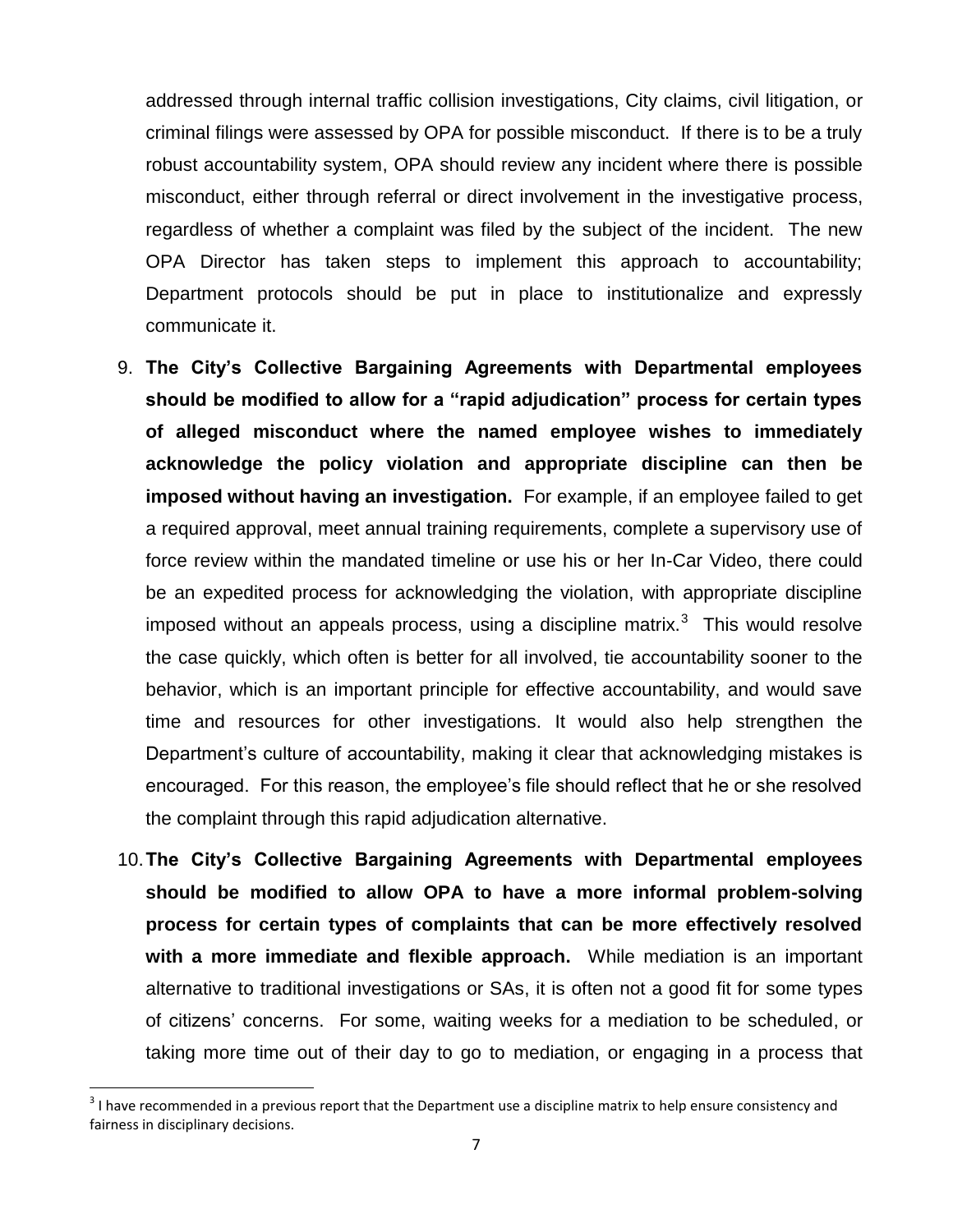addressed through internal traffic collision investigations, City claims, civil litigation, or criminal filings were assessed by OPA for possible misconduct. If there is to be a truly robust accountability system, OPA should review any incident where there is possible misconduct, either through referral or direct involvement in the investigative process, regardless of whether a complaint was filed by the subject of the incident. The new OPA Director has taken steps to implement this approach to accountability; Department protocols should be put in place to institutionalize and expressly communicate it.

9. **The City's Collective Bargaining Agreements with Departmental employees should be modified to allow for a "rapid adjudication" process for certain types of alleged misconduct where the named employee wishes to immediately acknowledge the policy violation and appropriate discipline can then be imposed without having an investigation.** For example, if an employee failed to get a required approval, meet annual training requirements, complete a supervisory use of force review within the mandated timeline or use his or her In-Car Video, there could be an expedited process for acknowledging the violation, with appropriate discipline imposed without an appeals process, using a discipline matrix.[3] This would resolve the case quickly, which often is better for all involved, tie accountability sooner to the behavior, which is an important principle for effective accountability, and would save time and resources for other investigations. It would also help strengthen the Department's culture of accountability, making it clear that acknowledging mistakes is encouraged. For this reason, the employee's file should reflect that he or she resolved the complaint through this rapid adjudication alternative.

10. **The City's Collective Bargaining Agreements with Departmental employees should be modified to allow OPA to have a more informal problem-solving process for certain types of complaints that can be more effectively resolved with a more immediate and flexible approach.** While mediation is an important alternative to traditional investigations or SAs, it is often not a good fit for some types of citizens' concerns. For some, waiting weeks for a mediation to be scheduled, or taking more time out of their day to go to mediation, or engaging in a process that

[3] I have recommended in a previous report that the Department use a discipline matrix to help ensure consistency and fairness in disciplinary decisions.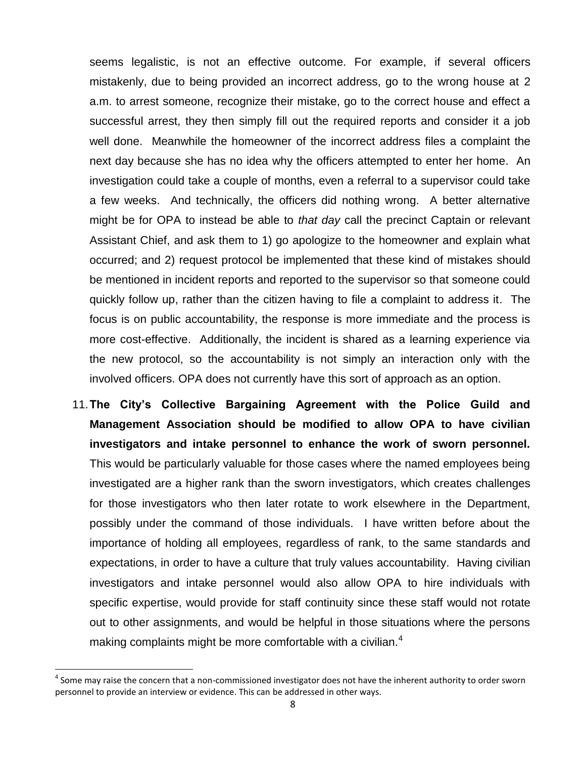seems legalistic, is not an effective outcome. For example, if several officers mistakenly, due to being provided an incorrect address, go to the wrong house at 2 a.m. to arrest someone, recognize their mistake, go to the correct house and effect a successful arrest, they then simply fill out the required reports and consider it a job well done. Meanwhile the homeowner of the incorrect address files a complaint the next day because she has no idea why the officers attempted to enter her home. An investigation could take a couple of months, even a referral to a supervisor could take a few weeks. And technically, the officers did nothing wrong. A better alternative might be for OPA to instead be able to *that day* call the precinct Captain or relevant Assistant Chief, and ask them to 1) go apologize to the homeowner and explain what occurred; and 2) request protocol be implemented that these kind of mistakes should be mentioned in incident reports and reported to the supervisor so that someone could quickly follow up, rather than the citizen having to file a complaint to address it. The focus is on public accountability, the response is more immediate and the process is more cost-effective. Additionally, the incident is shared as a learning experience via the new protocol, so the accountability is not simply an interaction only with the involved officers. OPA does not currently have this sort of approach as an option.

11. **The City's Collective Bargaining Agreement with the Police Guild and Management Association should be modified to allow OPA to have civilian investigators and intake personnel to enhance the work of sworn personnel.** This would be particularly valuable for those cases where the named employees being investigated are a higher rank than the sworn investigators, which creates challenges for those investigators who then later rotate to work elsewhere in the Department, possibly under the command of those individuals. I have written before about the importance of holding all employees, regardless of rank, to the same standards and expectations, in order to have a culture that truly values accountability. Having civilian investigators and intake personnel would also allow OPA to hire individuals with specific expertise, would provide for staff continuity since these staff would not rotate out to other assignments, and would be helpful in those situations where the persons making complaints might be more comfortable with a civilian.[4]

---

[4] Some may raise the concern that a non-commissioned investigator does not have the inherent authority to order sworn personnel to provide an interview or evidence. This can be addressed in other ways.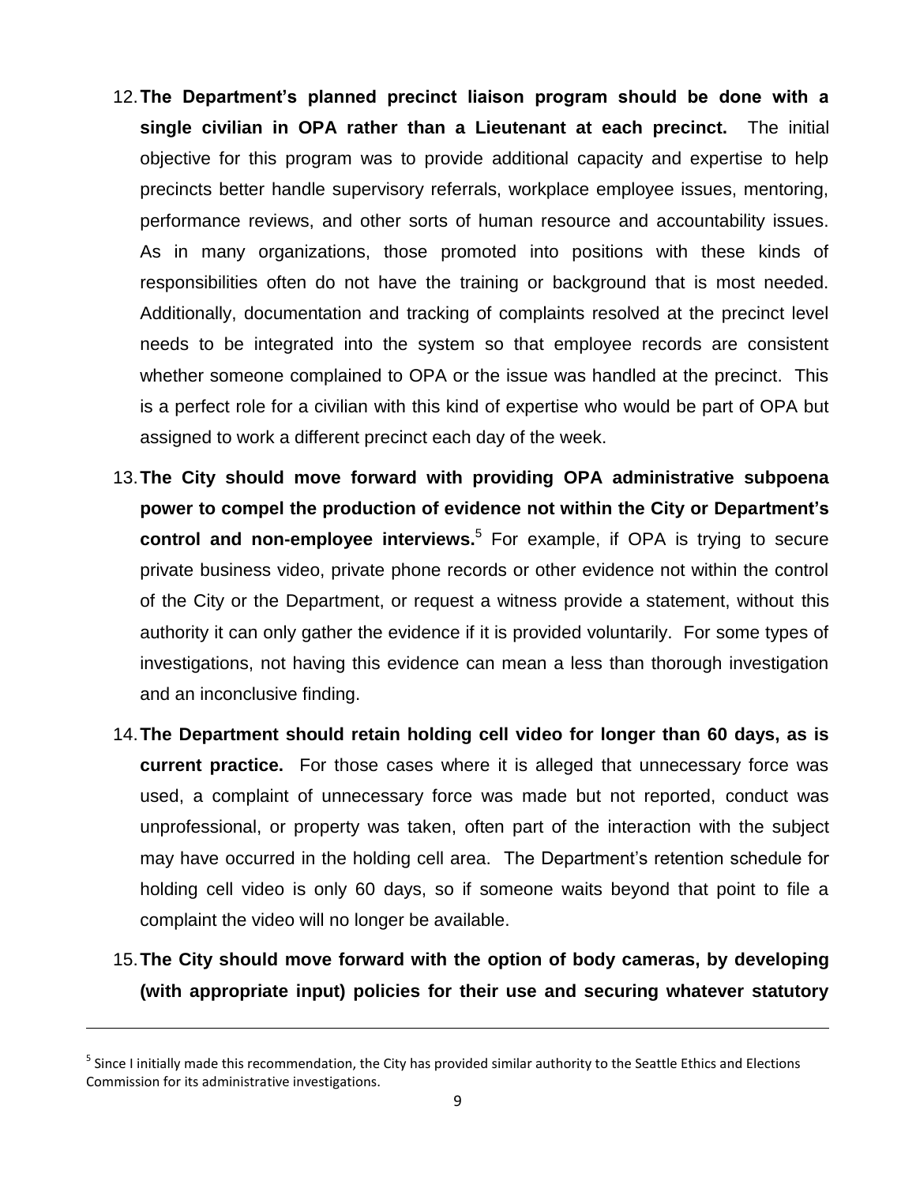12. **The Department's planned precinct liaison program should be done with a single civilian in OPA rather than a Lieutenant at each precinct.** The initial objective for this program was to provide additional capacity and expertise to help precincts better handle supervisory referrals, workplace employee issues, mentoring, performance reviews, and other sorts of human resource and accountability issues. As in many organizations, those promoted into positions with these kinds of responsibilities often do not have the training or background that is most needed. Additionally, documentation and tracking of complaints resolved at the precinct level needs to be integrated into the system so that employee records are consistent whether someone complained to OPA or the issue was handled at the precinct. This is a perfect role for a civilian with this kind of expertise who would be part of OPA but assigned to work a different precinct each day of the week.

13. **The City should move forward with providing OPA administrative subpoena power to compel the production of evidence not within the City or Department's control and non-employee interviews.**[5] For example, if OPA is trying to secure private business video, private phone records or other evidence not within the control of the City or the Department, or request a witness provide a statement, without this authority it can only gather the evidence if it is provided voluntarily. For some types of investigations, not having this evidence can mean a less than thorough investigation and an inconclusive finding.

14. **The Department should retain holding cell video for longer than 60 days, as is current practice.** For those cases where it is alleged that unnecessary force was used, a complaint of unnecessary force was made but not reported, conduct was unprofessional, or property was taken, often part of the interaction with the subject may have occurred in the holding cell area. The Department's retention schedule for holding cell video is only 60 days, so if someone waits beyond that point to file a complaint the video will no longer be available.

15. **The City should move forward with the option of body cameras, by developing (with appropriate input) policies for their use and securing whatever statutory**

---

[5] Since I initially made this recommendation, the City has provided similar authority to the Seattle Ethics and Elections Commission for its administrative investigations.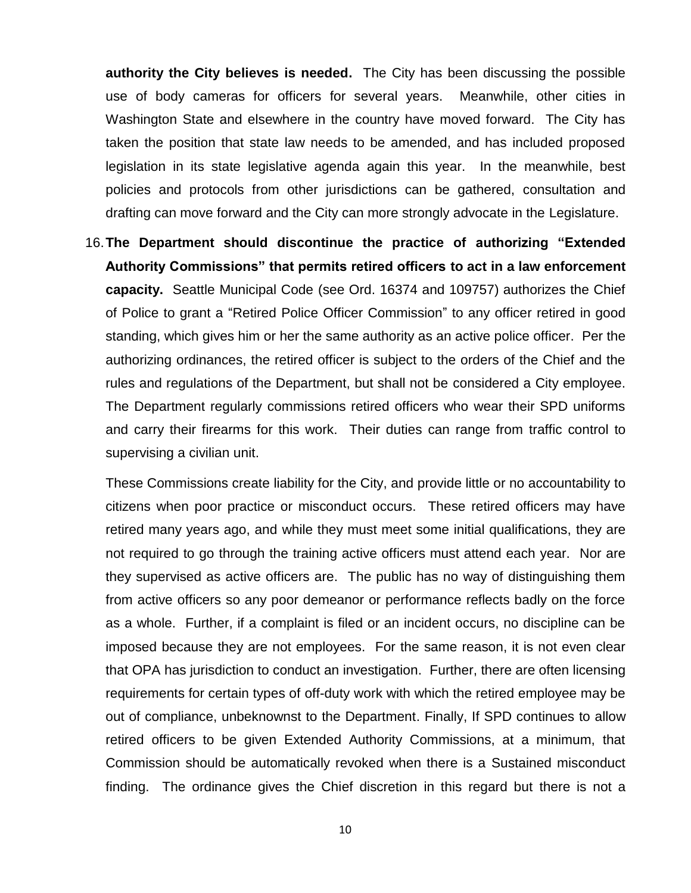**authority the City believes is needed.** The City has been discussing the possible use of body cameras for officers for several years. Meanwhile, other cities in Washington State and elsewhere in the country have moved forward. The City has taken the position that state law needs to be amended, and has included proposed legislation in its state legislative agenda again this year. In the meanwhile, best policies and protocols from other jurisdictions can be gathered, consultation and drafting can move forward and the City can more strongly advocate in the Legislature.

16. **The Department should discontinue the practice of authorizing "Extended Authority Commissions" that permits retired officers to act in a law enforcement capacity.** Seattle Municipal Code (see Ord. 16374 and 109757) authorizes the Chief of Police to grant a "Retired Police Officer Commission" to any officer retired in good standing, which gives him or her the same authority as an active police officer. Per the authorizing ordinances, the retired officer is subject to the orders of the Chief and the rules and regulations of the Department, but shall not be considered a City employee. The Department regularly commissions retired officers who wear their SPD uniforms and carry their firearms for this work. Their duties can range from traffic control to supervising a civilian unit.

    These Commissions create liability for the City, and provide little or no accountability to citizens when poor practice or misconduct occurs. These retired officers may have retired many years ago, and while they must meet some initial qualifications, they are not required to go through the training active officers must attend each year. Nor are they supervised as active officers are. The public has no way of distinguishing them from active officers so any poor demeanor or performance reflects badly on the force as a whole. Further, if a complaint is filed or an incident occurs, no discipline can be imposed because they are not employees. For the same reason, it is not even clear that OPA has jurisdiction to conduct an investigation. Further, there are often licensing requirements for certain types of off-duty work with which the retired employee may be out of compliance, unbeknownst to the Department. Finally, If SPD continues to allow retired officers to be given Extended Authority Commissions, at a minimum, that Commission should be automatically revoked when there is a Sustained misconduct finding. The ordinance gives the Chief discretion in this regard but there is not a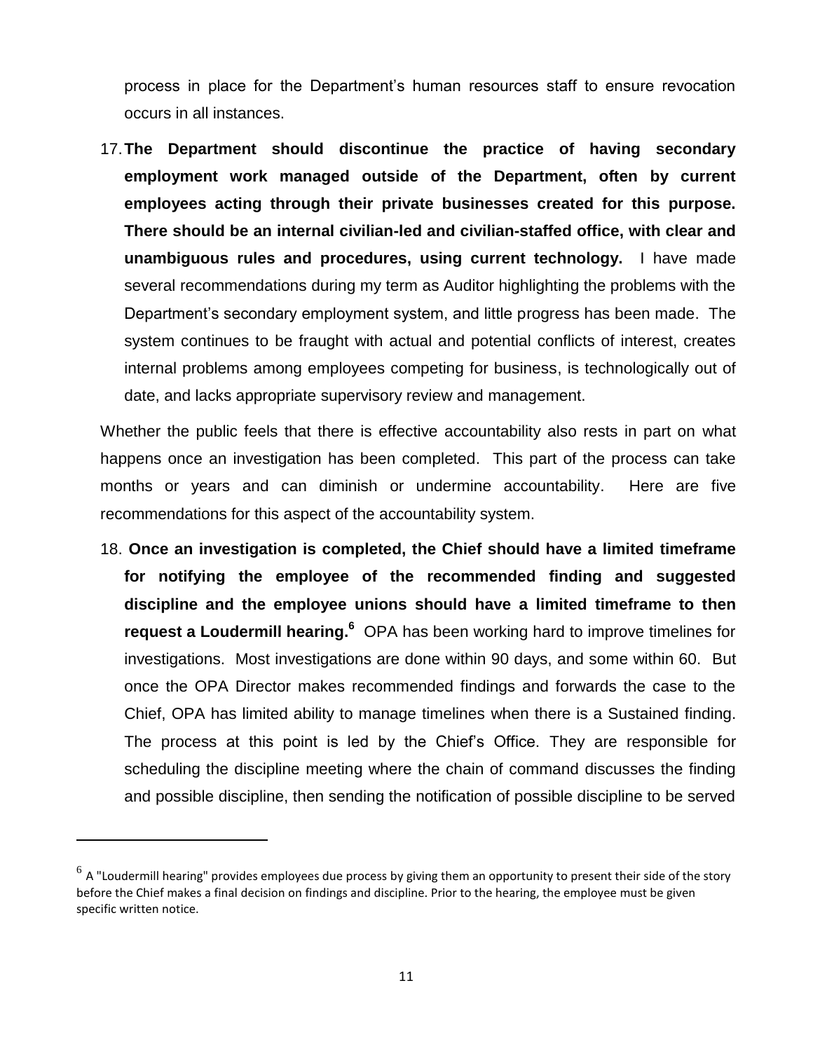process in place for the Department's human resources staff to ensure revocation occurs in all instances.

17. **The Department should discontinue the practice of having secondary employment work managed outside of the Department, often by current employees acting through their private businesses created for this purpose. There should be an internal civilian-led and civilian-staffed office, with clear and unambiguous rules and procedures, using current technology.** I have made several recommendations during my term as Auditor highlighting the problems with the Department's secondary employment system, and little progress has been made. The system continues to be fraught with actual and potential conflicts of interest, creates internal problems among employees competing for business, is technologically out of date, and lacks appropriate supervisory review and management.

Whether the public feels that there is effective accountability also rests in part on what happens once an investigation has been completed. This part of the process can take months or years and can diminish or undermine accountability. Here are five recommendations for this aspect of the accountability system.

18. **Once an investigation is completed, the Chief should have a limited timeframe for notifying the employee of the recommended finding and suggested discipline and the employee unions should have a limited timeframe to then request a Loudermill hearing.**[6] OPA has been working hard to improve timelines for investigations. Most investigations are done within 90 days, and some within 60. But once the OPA Director makes recommended findings and forwards the case to the Chief, OPA has limited ability to manage timelines when there is a Sustained finding. The process at this point is led by the Chief's Office. They are responsible for scheduling the discipline meeting where the chain of command discusses the finding and possible discipline, then sending the notification of possible discipline to be served

[6] A "Loudermill hearing" provides employees due process by giving them an opportunity to present their side of the story before the Chief makes a final decision on findings and discipline. Prior to the hearing, the employee must be given specific written notice.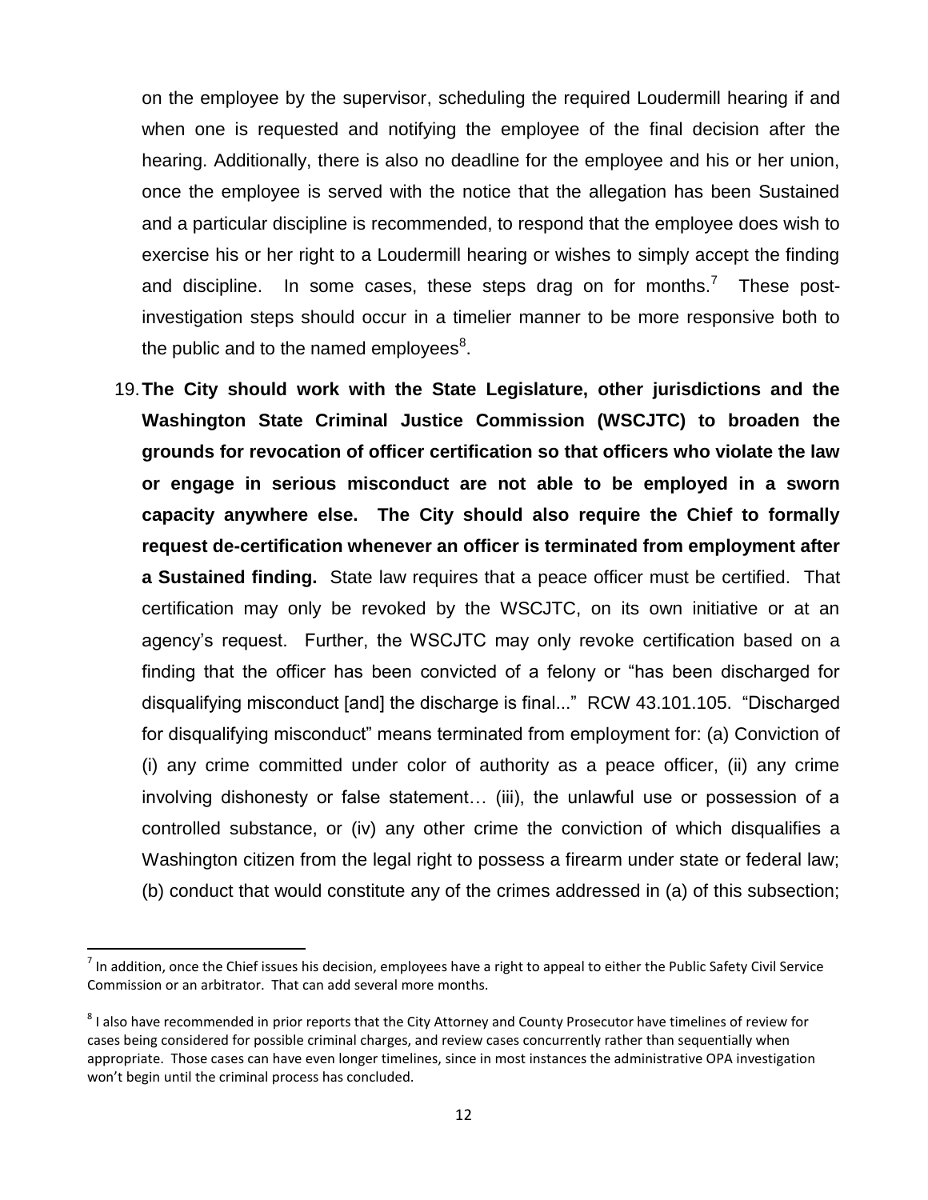on the employee by the supervisor, scheduling the required Loudermill hearing if and when one is requested and notifying the employee of the final decision after the hearing. Additionally, there is also no deadline for the employee and his or her union, once the employee is served with the notice that the allegation has been Sustained and a particular discipline is recommended, to respond that the employee does wish to exercise his or her right to a Loudermill hearing or wishes to simply accept the finding and discipline. In some cases, these steps drag on for months.[7] These post-investigation steps should occur in a timelier manner to be more responsive both to the public and to the named employees[8].

19. **The City should work with the State Legislature, other jurisdictions and the Washington State Criminal Justice Commission (WSCJTC) to broaden the grounds for revocation of officer certification so that officers who violate the law or engage in serious misconduct are not able to be employed in a sworn capacity anywhere else. The City should also require the Chief to formally request de-certification whenever an officer is terminated from employment after a Sustained finding.** State law requires that a peace officer must be certified. That certification may only be revoked by the WSCJTC, on its own initiative or at an agency's request. Further, the WSCJTC may only revoke certification based on a finding that the officer has been convicted of a felony or "has been discharged for disqualifying misconduct [and] the discharge is final..." RCW 43.101.105. "Discharged for disqualifying misconduct" means terminated from employment for: (a) Conviction of (i) any crime committed under color of authority as a peace officer, (ii) any crime involving dishonesty or false statement… (iii), the unlawful use or possession of a controlled substance, or (iv) any other crime the conviction of which disqualifies a Washington citizen from the legal right to possess a firearm under state or federal law; (b) conduct that would constitute any of the crimes addressed in (a) of this subsection;

---

[7] In addition, once the Chief issues his decision, employees have a right to appeal to either the Public Safety Civil Service Commission or an arbitrator. That can add several more months.

[8] I also have recommended in prior reports that the City Attorney and County Prosecutor have timelines of review for cases being considered for possible criminal charges, and review cases concurrently rather than sequentially when appropriate. Those cases can have even longer timelines, since in most instances the administrative OPA investigation won't begin until the criminal process has concluded.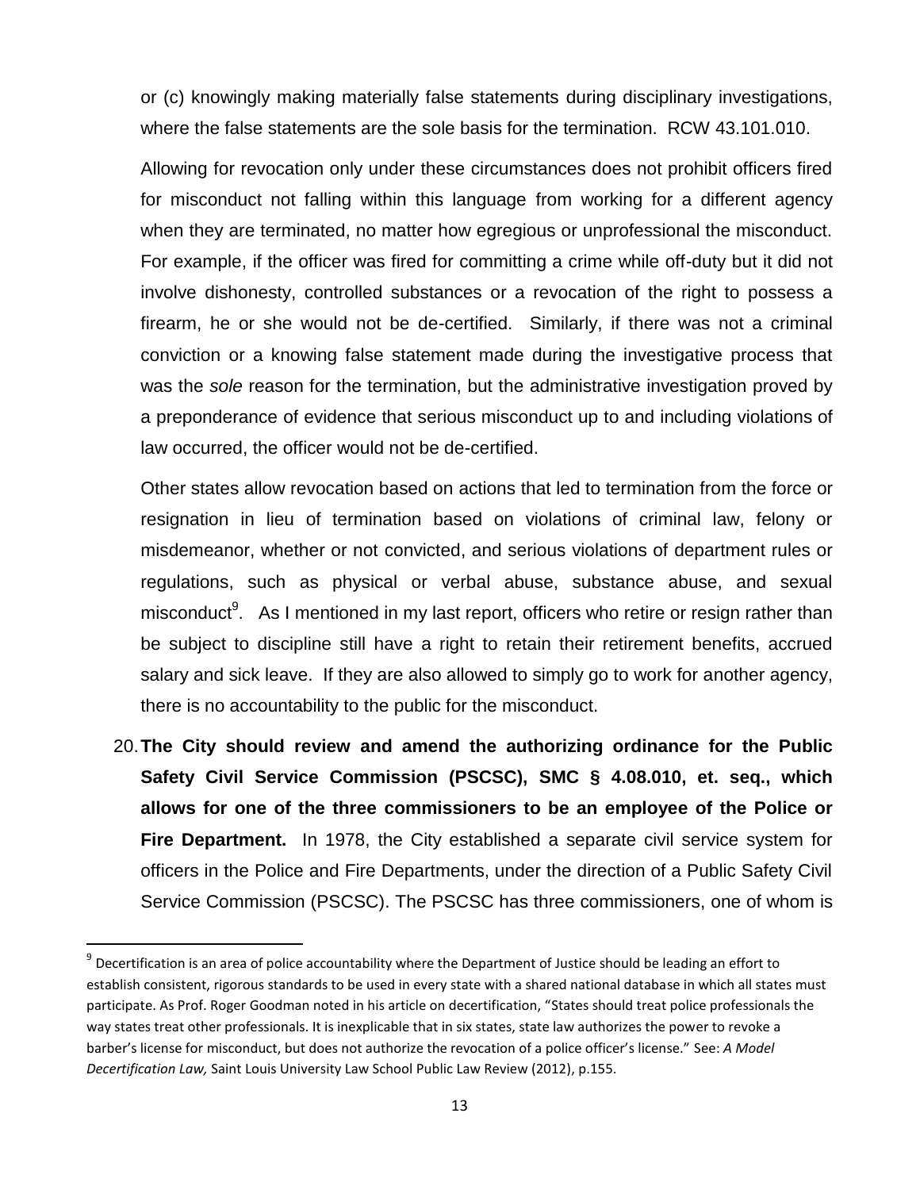or (c) knowingly making materially false statements during disciplinary investigations, where the false statements are the sole basis for the termination. RCW 43.101.010.

Allowing for revocation only under these circumstances does not prohibit officers fired for misconduct not falling within this language from working for a different agency when they are terminated, no matter how egregious or unprofessional the misconduct. For example, if the officer was fired for committing a crime while off-duty but it did not involve dishonesty, controlled substances or a revocation of the right to possess a firearm, he or she would not be de-certified. Similarly, if there was not a criminal conviction or a knowing false statement made during the investigative process that was the *sole* reason for the termination, but the administrative investigation proved by a preponderance of evidence that serious misconduct up to and including violations of law occurred, the officer would not be de-certified.

Other states allow revocation based on actions that led to termination from the force or resignation in lieu of termination based on violations of criminal law, felony or misdemeanor, whether or not convicted, and serious violations of department rules or regulations, such as physical or verbal abuse, substance abuse, and sexual misconduct[9]. As I mentioned in my last report, officers who retire or resign rather than be subject to discipline still have a right to retain their retirement benefits, accrued salary and sick leave. If they are also allowed to simply go to work for another agency, there is no accountability to the public for the misconduct.

20. **The City should review and amend the authorizing ordinance for the Public Safety Civil Service Commission (PSCSC), SMC § 4.08.010, et. seq., which allows for one of the three commissioners to be an employee of the Police or Fire Department.** In 1978, the City established a separate civil service system for officers in the Police and Fire Departments, under the direction of a Public Safety Civil Service Commission (PSCSC). The PSCSC has three commissioners, one of whom is

[9] Decertification is an area of police accountability where the Department of Justice should be leading an effort to establish consistent, rigorous standards to be used in every state with a shared national database in which all states must participate. As Prof. Roger Goodman noted in his article on decertification, "States should treat police professionals the way states treat other professionals. It is inexplicable that in six states, state law authorizes the power to revoke a barber's license for misconduct, but does not authorize the revocation of a police officer's license." See: *A Model Decertification Law,* Saint Louis University Law School Public Law Review (2012), p.155.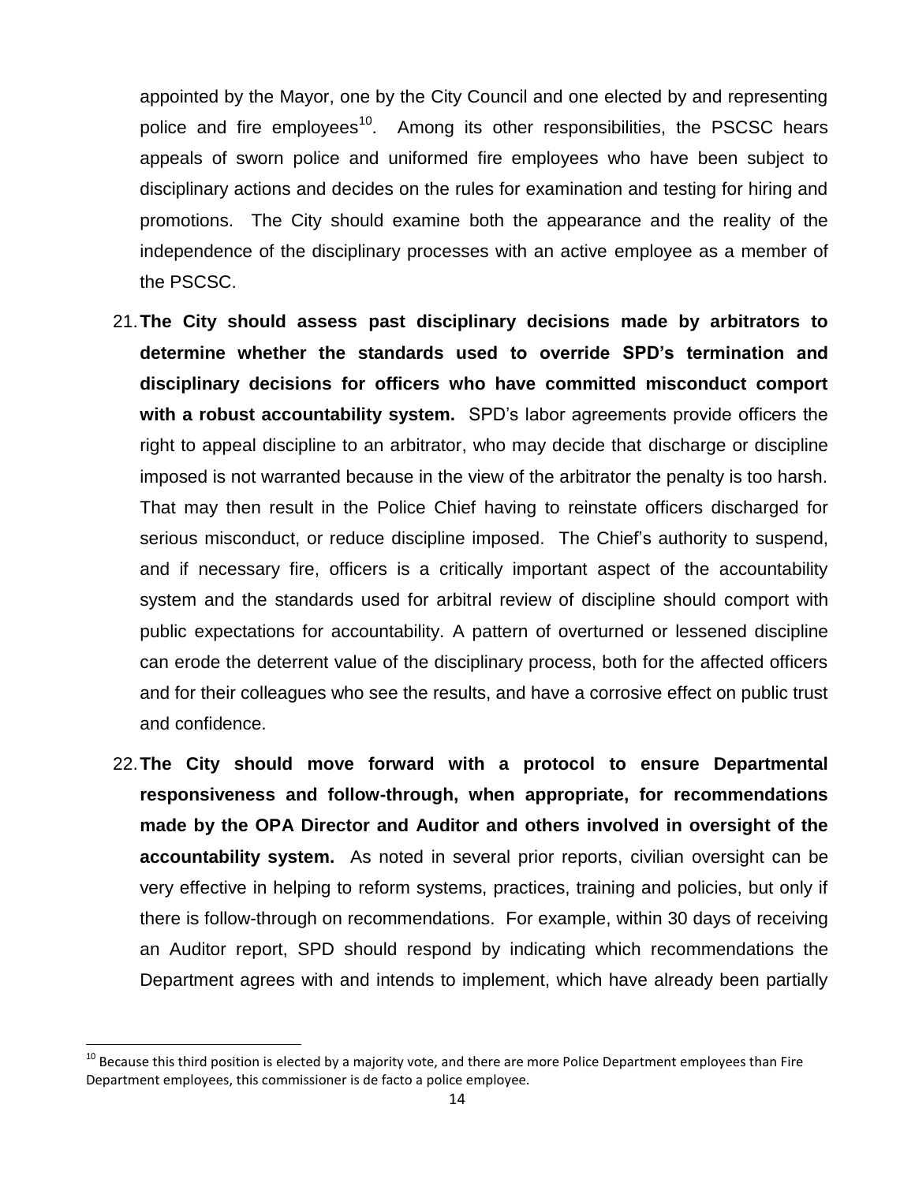appointed by the Mayor, one by the City Council and one elected by and representing police and fire employees[10]. Among its other responsibilities, the PSCSC hears appeals of sworn police and uniformed fire employees who have been subject to disciplinary actions and decides on the rules for examination and testing for hiring and promotions. The City should examine both the appearance and the reality of the independence of the disciplinary processes with an active employee as a member of the PSCSC.

21. **The City should assess past disciplinary decisions made by arbitrators to determine whether the standards used to override SPD's termination and disciplinary decisions for officers who have committed misconduct comport with a robust accountability system.** SPD's labor agreements provide officers the right to appeal discipline to an arbitrator, who may decide that discharge or discipline imposed is not warranted because in the view of the arbitrator the penalty is too harsh. That may then result in the Police Chief having to reinstate officers discharged for serious misconduct, or reduce discipline imposed. The Chief's authority to suspend, and if necessary fire, officers is a critically important aspect of the accountability system and the standards used for arbitral review of discipline should comport with public expectations for accountability. A pattern of overturned or lessened discipline can erode the deterrent value of the disciplinary process, both for the affected officers and for their colleagues who see the results, and have a corrosive effect on public trust and confidence.

22. **The City should move forward with a protocol to ensure Departmental responsiveness and follow-through, when appropriate, for recommendations made by the OPA Director and Auditor and others involved in oversight of the accountability system.** As noted in several prior reports, civilian oversight can be very effective in helping to reform systems, practices, training and policies, but only if there is follow-through on recommendations. For example, within 30 days of receiving an Auditor report, SPD should respond by indicating which recommendations the Department agrees with and intends to implement, which have already been partially

[10] Because this third position is elected by a majority vote, and there are more Police Department employees than Fire Department employees, this commissioner is de facto a police employee.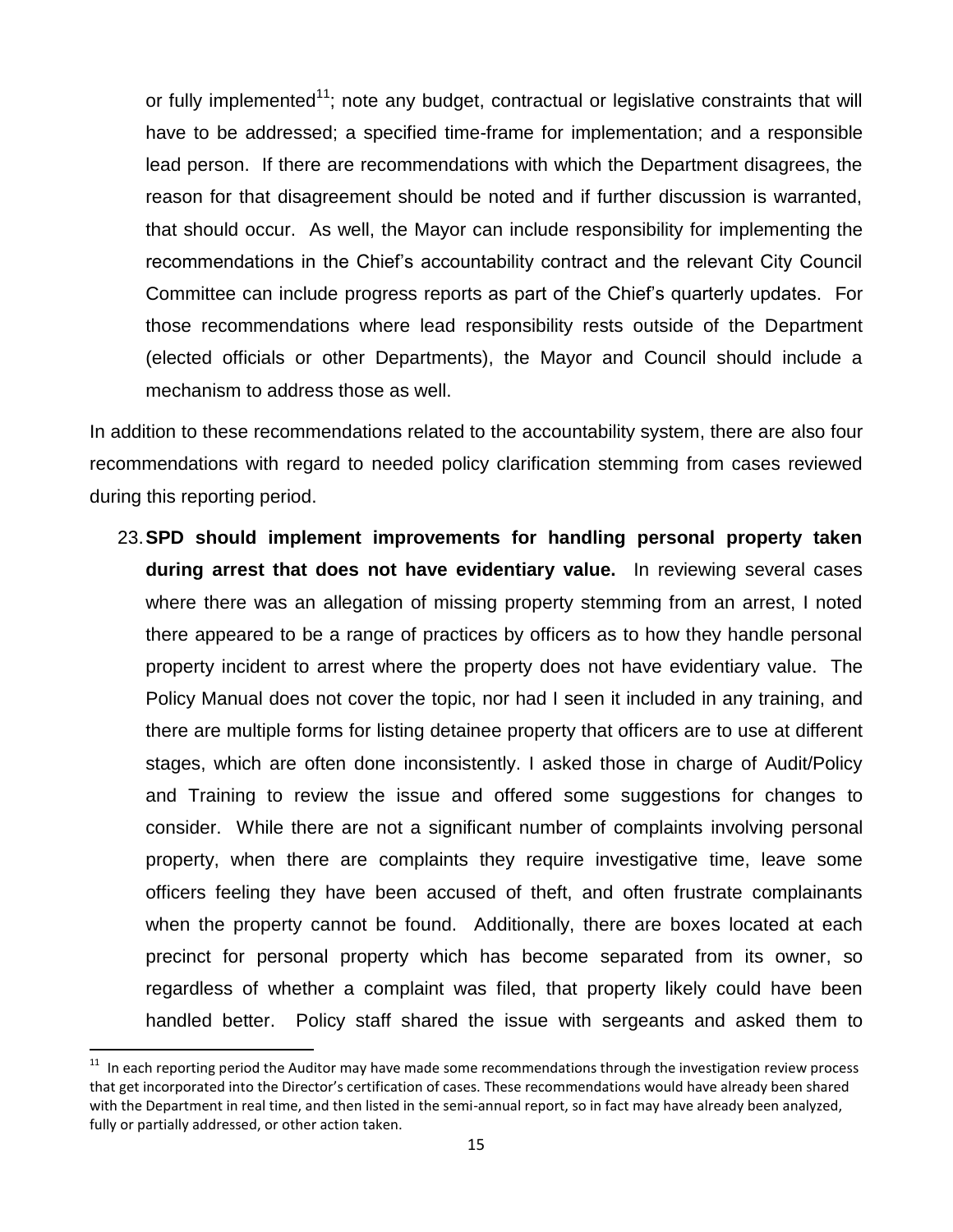or fully implemented[11]; note any budget, contractual or legislative constraints that will have to be addressed; a specified time-frame for implementation; and a responsible lead person. If there are recommendations with which the Department disagrees, the reason for that disagreement should be noted and if further discussion is warranted, that should occur. As well, the Mayor can include responsibility for implementing the recommendations in the Chief's accountability contract and the relevant City Council Committee can include progress reports as part of the Chief's quarterly updates. For those recommendations where lead responsibility rests outside of the Department (elected officials or other Departments), the Mayor and Council should include a mechanism to address those as well.

In addition to these recommendations related to the accountability system, there are also four recommendations with regard to needed policy clarification stemming from cases reviewed during this reporting period.

23. **SPD should implement improvements for handling personal property taken during arrest that does not have evidentiary value.** In reviewing several cases where there was an allegation of missing property stemming from an arrest, I noted there appeared to be a range of practices by officers as to how they handle personal property incident to arrest where the property does not have evidentiary value. The Policy Manual does not cover the topic, nor had I seen it included in any training, and there are multiple forms for listing detainee property that officers are to use at different stages, which are often done inconsistently. I asked those in charge of Audit/Policy and Training to review the issue and offered some suggestions for changes to consider. While there are not a significant number of complaints involving personal property, when there are complaints they require investigative time, leave some officers feeling they have been accused of theft, and often frustrate complainants when the property cannot be found. Additionally, there are boxes located at each precinct for personal property which has become separated from its owner, so regardless of whether a complaint was filed, that property likely could have been handled better. Policy staff shared the issue with sergeants and asked them to

[11] In each reporting period the Auditor may have made some recommendations through the investigation review process that get incorporated into the Director's certification of cases. These recommendations would have already been shared with the Department in real time, and then listed in the semi-annual report, so in fact may have already been analyzed, fully or partially addressed, or other action taken.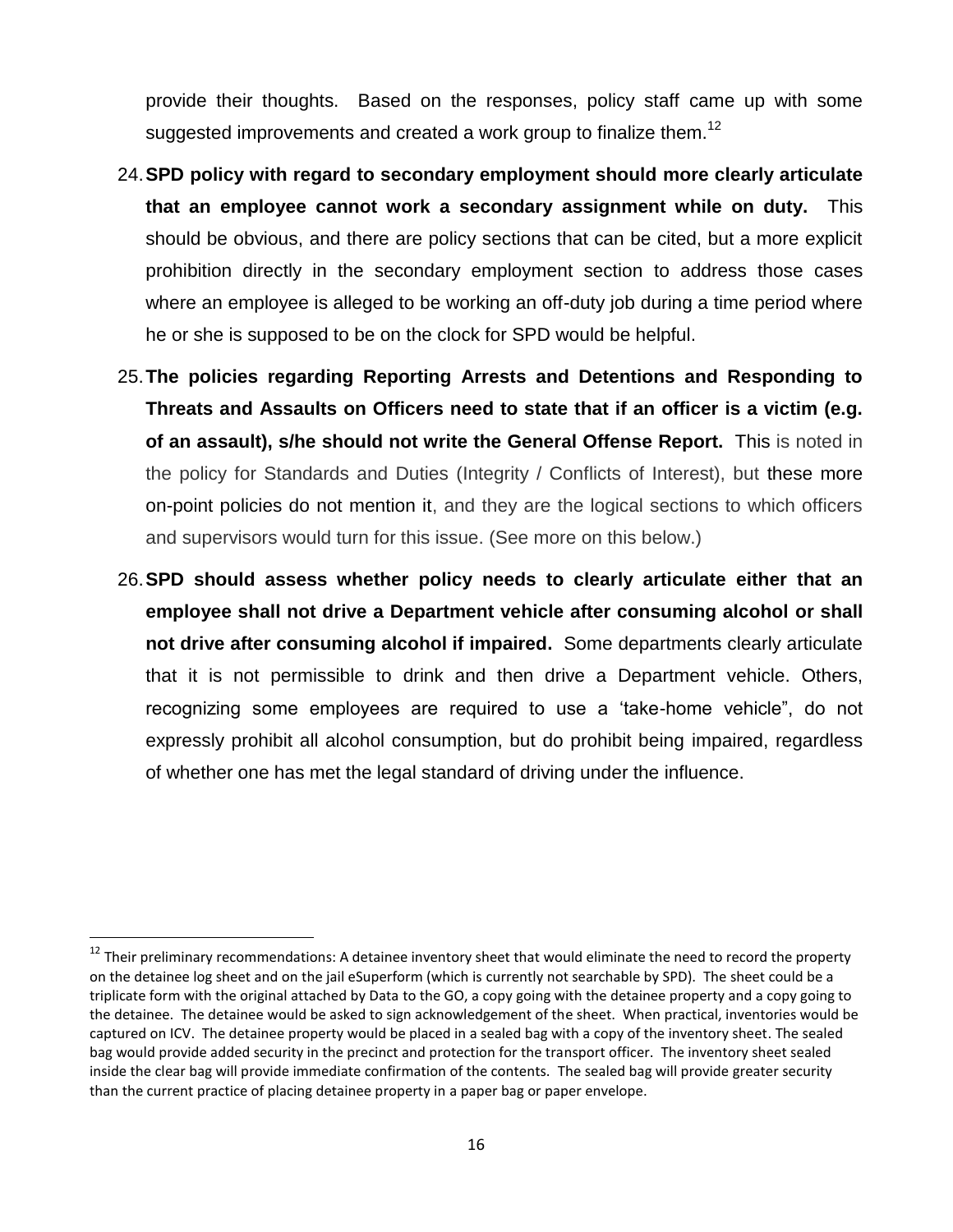provide their thoughts. Based on the responses, policy staff came up with some suggested improvements and created a work group to finalize them.[12]

24. **SPD policy with regard to secondary employment should more clearly articulate that an employee cannot work a secondary assignment while on duty.** This should be obvious, and there are policy sections that can be cited, but a more explicit prohibition directly in the secondary employment section to address those cases where an employee is alleged to be working an off-duty job during a time period where he or she is supposed to be on the clock for SPD would be helpful.

25. **The policies regarding Reporting Arrests and Detentions and Responding to Threats and Assaults on Officers need to state that if an officer is a victim (e.g. of an assault), s/he should not write the General Offense Report.** This is noted in the policy for Standards and Duties (Integrity / Conflicts of Interest), but these more on-point policies do not mention it, and they are the logical sections to which officers and supervisors would turn for this issue. (See more on this below.)

26. **SPD should assess whether policy needs to clearly articulate either that an employee shall not drive a Department vehicle after consuming alcohol or shall not drive after consuming alcohol if impaired.** Some departments clearly articulate that it is not permissible to drink and then drive a Department vehicle. Others, recognizing some employees are required to use a 'take-home vehicle", do not expressly prohibit all alcohol consumption, but do prohibit being impaired, regardless of whether one has met the legal standard of driving under the influence.

---

[12] Their preliminary recommendations: A detainee inventory sheet that would eliminate the need to record the property on the detainee log sheet and on the jail eSuperform (which is currently not searchable by SPD). The sheet could be a triplicate form with the original attached by Data to the GO, a copy going with the detainee property and a copy going to the detainee. The detainee would be asked to sign acknowledgement of the sheet. When practical, inventories would be captured on ICV. The detainee property would be placed in a sealed bag with a copy of the inventory sheet. The sealed bag would provide added security in the precinct and protection for the transport officer. The inventory sheet sealed inside the clear bag will provide immediate confirmation of the contents. The sealed bag will provide greater security than the current practice of placing detainee property in a paper bag or paper envelope.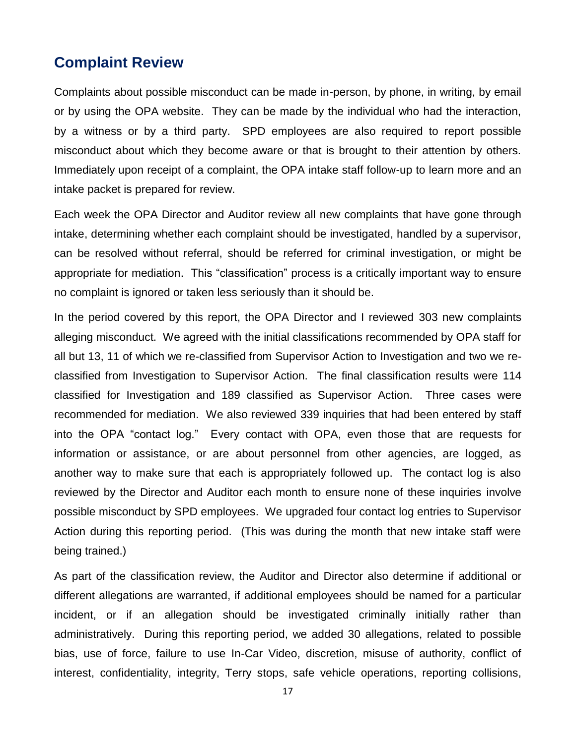## Complaint Review

Complaints about possible misconduct can be made in-person, by phone, in writing, by email or by using the OPA website. They can be made by the individual who had the interaction, by a witness or by a third party. SPD employees are also required to report possible misconduct about which they become aware or that is brought to their attention by others. Immediately upon receipt of a complaint, the OPA intake staff follow-up to learn more and an intake packet is prepared for review.

Each week the OPA Director and Auditor review all new complaints that have gone through intake, determining whether each complaint should be investigated, handled by a supervisor, can be resolved without referral, should be referred for criminal investigation, or might be appropriate for mediation. This "classification" process is a critically important way to ensure no complaint is ignored or taken less seriously than it should be.

In the period covered by this report, the OPA Director and I reviewed 303 new complaints alleging misconduct. We agreed with the initial classifications recommended by OPA staff for all but 13, 11 of which we re-classified from Supervisor Action to Investigation and two we re-classified from Investigation to Supervisor Action. The final classification results were 114 classified for Investigation and 189 classified as Supervisor Action. Three cases were recommended for mediation. We also reviewed 339 inquiries that had been entered by staff into the OPA "contact log." Every contact with OPA, even those that are requests for information or assistance, or are about personnel from other agencies, are logged, as another way to make sure that each is appropriately followed up. The contact log is also reviewed by the Director and Auditor each month to ensure none of these inquiries involve possible misconduct by SPD employees. We upgraded four contact log entries to Supervisor Action during this reporting period. (This was during the month that new intake staff were being trained.)

As part of the classification review, the Auditor and Director also determine if additional or different allegations are warranted, if additional employees should be named for a particular incident, or if an allegation should be investigated criminally initially rather than administratively. During this reporting period, we added 30 allegations, related to possible bias, use of force, failure to use In-Car Video, discretion, misuse of authority, conflict of interest, confidentiality, integrity, Terry stops, safe vehicle operations, reporting collisions,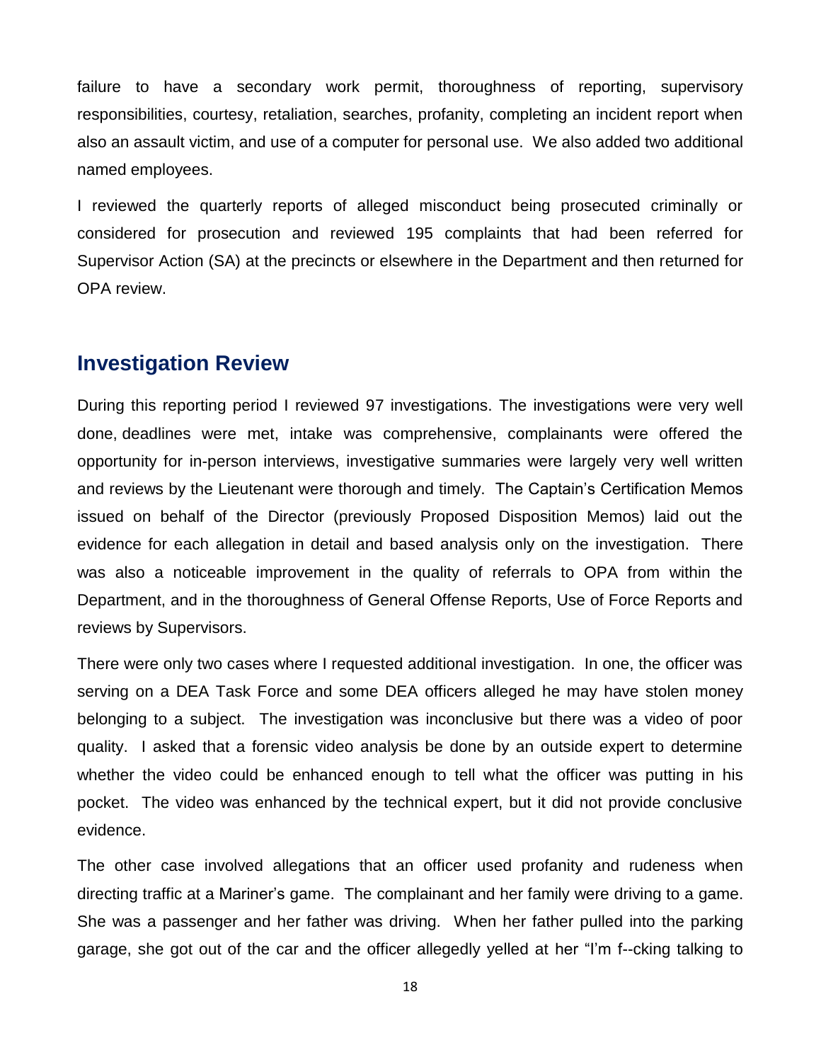failure to have a secondary work permit, thoroughness of reporting, supervisory responsibilities, courtesy, retaliation, searches, profanity, completing an incident report when also an assault victim, and use of a computer for personal use. We also added two additional named employees.

I reviewed the quarterly reports of alleged misconduct being prosecuted criminally or considered for prosecution and reviewed 195 complaints that had been referred for Supervisor Action (SA) at the precincts or elsewhere in the Department and then returned for OPA review.

## Investigation Review

During this reporting period I reviewed 97 investigations. The investigations were very well done, deadlines were met, intake was comprehensive, complainants were offered the opportunity for in-person interviews, investigative summaries were largely very well written and reviews by the Lieutenant were thorough and timely. The Captain's Certification Memos issued on behalf of the Director (previously Proposed Disposition Memos) laid out the evidence for each allegation in detail and based analysis only on the investigation. There was also a noticeable improvement in the quality of referrals to OPA from within the Department, and in the thoroughness of General Offense Reports, Use of Force Reports and reviews by Supervisors.

There were only two cases where I requested additional investigation. In one, the officer was serving on a DEA Task Force and some DEA officers alleged he may have stolen money belonging to a subject. The investigation was inconclusive but there was a video of poor quality. I asked that a forensic video analysis be done by an outside expert to determine whether the video could be enhanced enough to tell what the officer was putting in his pocket. The video was enhanced by the technical expert, but it did not provide conclusive evidence.

The other case involved allegations that an officer used profanity and rudeness when directing traffic at a Mariner's game. The complainant and her family were driving to a game. She was a passenger and her father was driving. When her father pulled into the parking garage, she got out of the car and the officer allegedly yelled at her "I'm f--cking talking to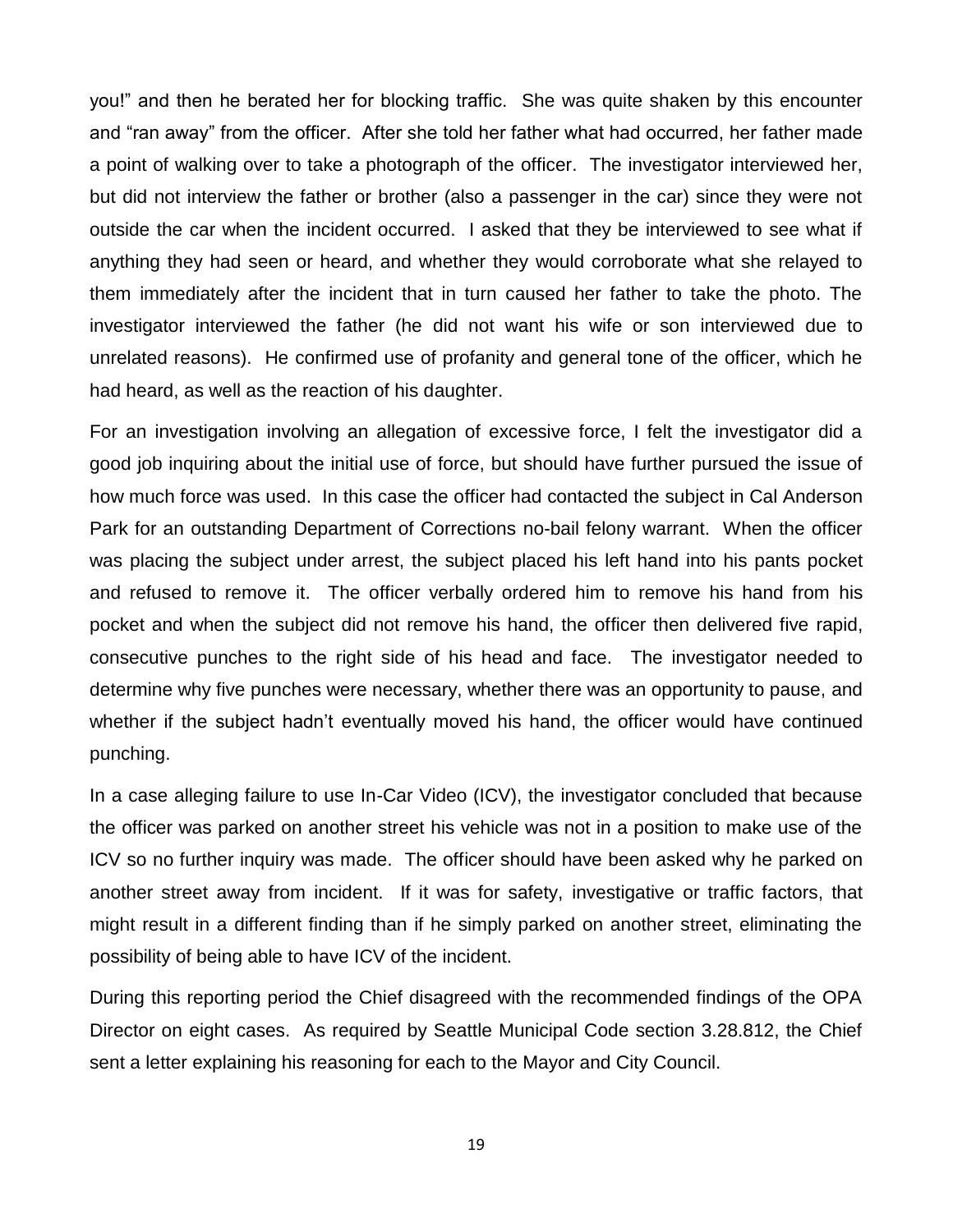you!" and then he berated her for blocking traffic. She was quite shaken by this encounter and "ran away" from the officer. After she told her father what had occurred, her father made a point of walking over to take a photograph of the officer. The investigator interviewed her, but did not interview the father or brother (also a passenger in the car) since they were not outside the car when the incident occurred. I asked that they be interviewed to see what if anything they had seen or heard, and whether they would corroborate what she relayed to them immediately after the incident that in turn caused her father to take the photo. The investigator interviewed the father (he did not want his wife or son interviewed due to unrelated reasons). He confirmed use of profanity and general tone of the officer, which he had heard, as well as the reaction of his daughter.

For an investigation involving an allegation of excessive force, I felt the investigator did a good job inquiring about the initial use of force, but should have further pursued the issue of how much force was used. In this case the officer had contacted the subject in Cal Anderson Park for an outstanding Department of Corrections no-bail felony warrant. When the officer was placing the subject under arrest, the subject placed his left hand into his pants pocket and refused to remove it. The officer verbally ordered him to remove his hand from his pocket and when the subject did not remove his hand, the officer then delivered five rapid, consecutive punches to the right side of his head and face. The investigator needed to determine why five punches were necessary, whether there was an opportunity to pause, and whether if the subject hadn't eventually moved his hand, the officer would have continued punching.

In a case alleging failure to use In-Car Video (ICV), the investigator concluded that because the officer was parked on another street his vehicle was not in a position to make use of the ICV so no further inquiry was made. The officer should have been asked why he parked on another street away from incident. If it was for safety, investigative or traffic factors, that might result in a different finding than if he simply parked on another street, eliminating the possibility of being able to have ICV of the incident.

During this reporting period the Chief disagreed with the recommended findings of the OPA Director on eight cases. As required by Seattle Municipal Code section 3.28.812, the Chief sent a letter explaining his reasoning for each to the Mayor and City Council.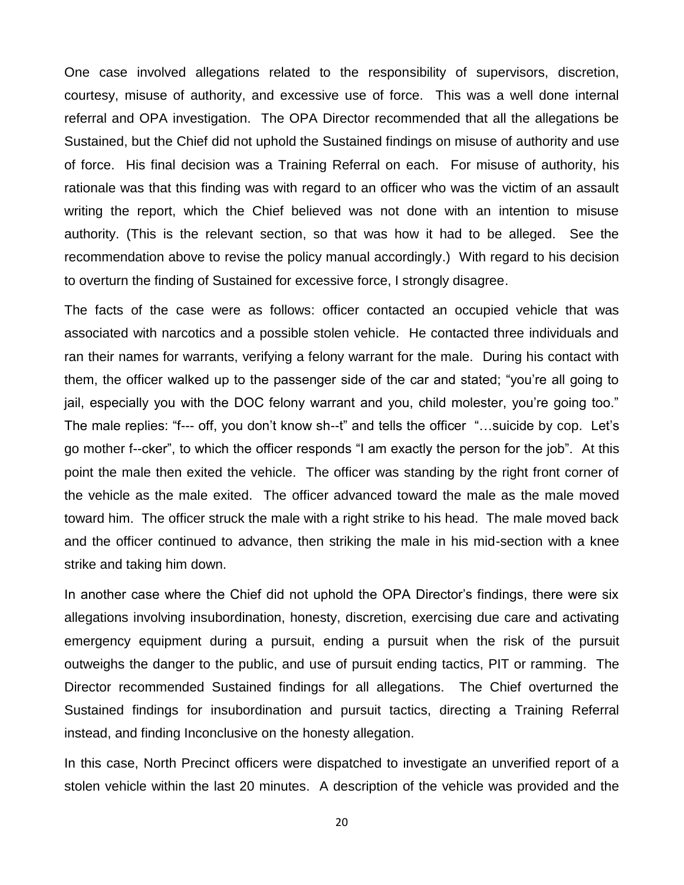One case involved allegations related to the responsibility of supervisors, discretion, courtesy, misuse of authority, and excessive use of force. This was a well done internal referral and OPA investigation. The OPA Director recommended that all the allegations be Sustained, but the Chief did not uphold the Sustained findings on misuse of authority and use of force. His final decision was a Training Referral on each. For misuse of authority, his rationale was that this finding was with regard to an officer who was the victim of an assault writing the report, which the Chief believed was not done with an intention to misuse authority. (This is the relevant section, so that was how it had to be alleged. See the recommendation above to revise the policy manual accordingly.) With regard to his decision to overturn the finding of Sustained for excessive force, I strongly disagree.

The facts of the case were as follows: officer contacted an occupied vehicle that was associated with narcotics and a possible stolen vehicle. He contacted three individuals and ran their names for warrants, verifying a felony warrant for the male. During his contact with them, the officer walked up to the passenger side of the car and stated; "you're all going to jail, especially you with the DOC felony warrant and you, child molester, you're going too." The male replies: "f--- off, you don't know sh--t" and tells the officer "…suicide by cop. Let's go mother f--cker", to which the officer responds "I am exactly the person for the job". At this point the male then exited the vehicle. The officer was standing by the right front corner of the vehicle as the male exited. The officer advanced toward the male as the male moved toward him. The officer struck the male with a right strike to his head. The male moved back and the officer continued to advance, then striking the male in his mid-section with a knee strike and taking him down.

In another case where the Chief did not uphold the OPA Director's findings, there were six allegations involving insubordination, honesty, discretion, exercising due care and activating emergency equipment during a pursuit, ending a pursuit when the risk of the pursuit outweighs the danger to the public, and use of pursuit ending tactics, PIT or ramming. The Director recommended Sustained findings for all allegations. The Chief overturned the Sustained findings for insubordination and pursuit tactics, directing a Training Referral instead, and finding Inconclusive on the honesty allegation.

In this case, North Precinct officers were dispatched to investigate an unverified report of a stolen vehicle within the last 20 minutes. A description of the vehicle was provided and the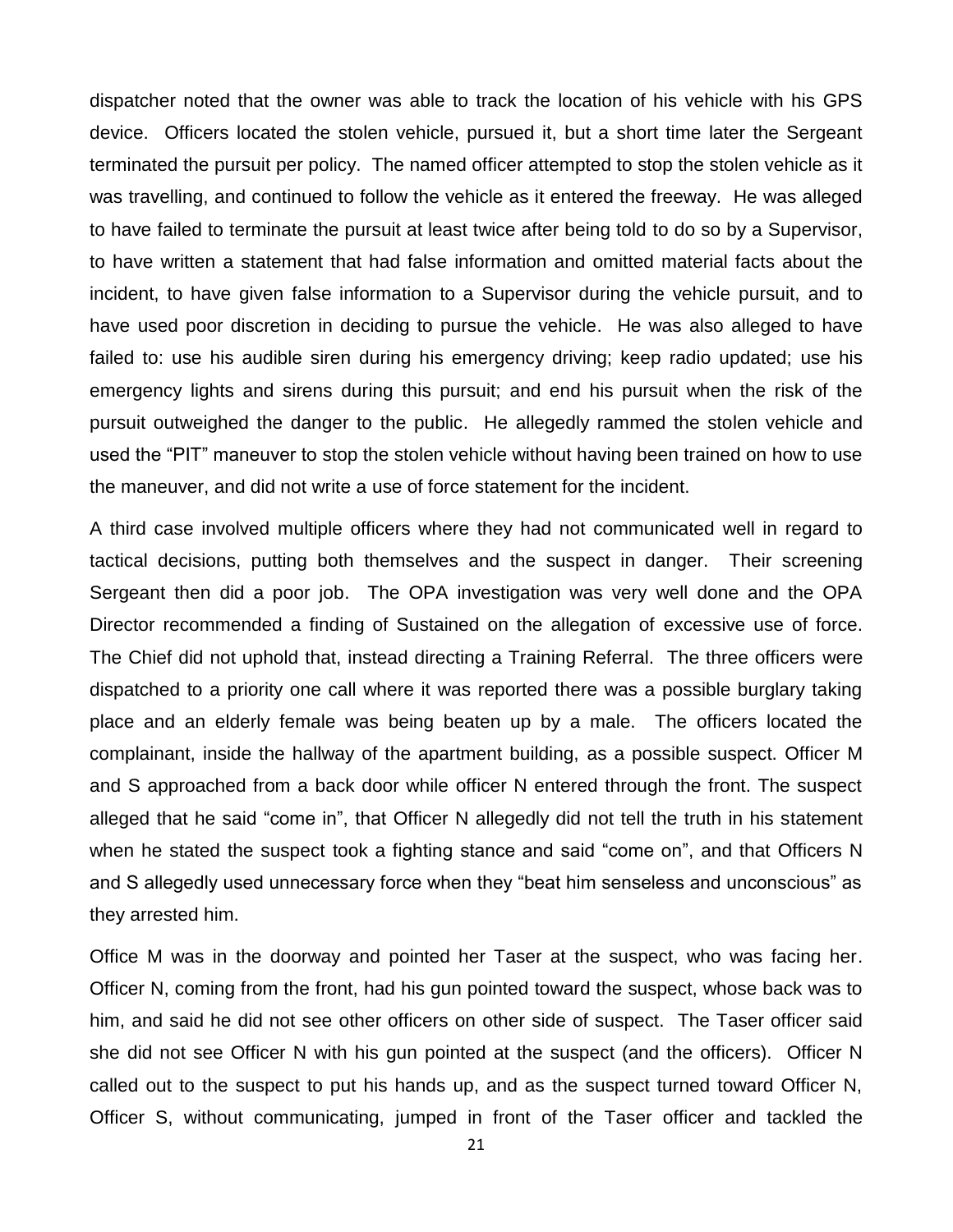dispatcher noted that the owner was able to track the location of his vehicle with his GPS device. Officers located the stolen vehicle, pursued it, but a short time later the Sergeant terminated the pursuit per policy. The named officer attempted to stop the stolen vehicle as it was travelling, and continued to follow the vehicle as it entered the freeway. He was alleged to have failed to terminate the pursuit at least twice after being told to do so by a Supervisor, to have written a statement that had false information and omitted material facts about the incident, to have given false information to a Supervisor during the vehicle pursuit, and to have used poor discretion in deciding to pursue the vehicle. He was also alleged to have failed to: use his audible siren during his emergency driving; keep radio updated; use his emergency lights and sirens during this pursuit; and end his pursuit when the risk of the pursuit outweighed the danger to the public. He allegedly rammed the stolen vehicle and used the "PIT" maneuver to stop the stolen vehicle without having been trained on how to use the maneuver, and did not write a use of force statement for the incident.

A third case involved multiple officers where they had not communicated well in regard to tactical decisions, putting both themselves and the suspect in danger. Their screening Sergeant then did a poor job. The OPA investigation was very well done and the OPA Director recommended a finding of Sustained on the allegation of excessive use of force. The Chief did not uphold that, instead directing a Training Referral. The three officers were dispatched to a priority one call where it was reported there was a possible burglary taking place and an elderly female was being beaten up by a male. The officers located the complainant, inside the hallway of the apartment building, as a possible suspect. Officer M and S approached from a back door while officer N entered through the front. The suspect alleged that he said "come in", that Officer N allegedly did not tell the truth in his statement when he stated the suspect took a fighting stance and said "come on", and that Officers N and S allegedly used unnecessary force when they "beat him senseless and unconscious" as they arrested him.

Office M was in the doorway and pointed her Taser at the suspect, who was facing her. Officer N, coming from the front, had his gun pointed toward the suspect, whose back was to him, and said he did not see other officers on other side of suspect. The Taser officer said she did not see Officer N with his gun pointed at the suspect (and the officers). Officer N called out to the suspect to put his hands up, and as the suspect turned toward Officer N, Officer S, without communicating, jumped in front of the Taser officer and tackled the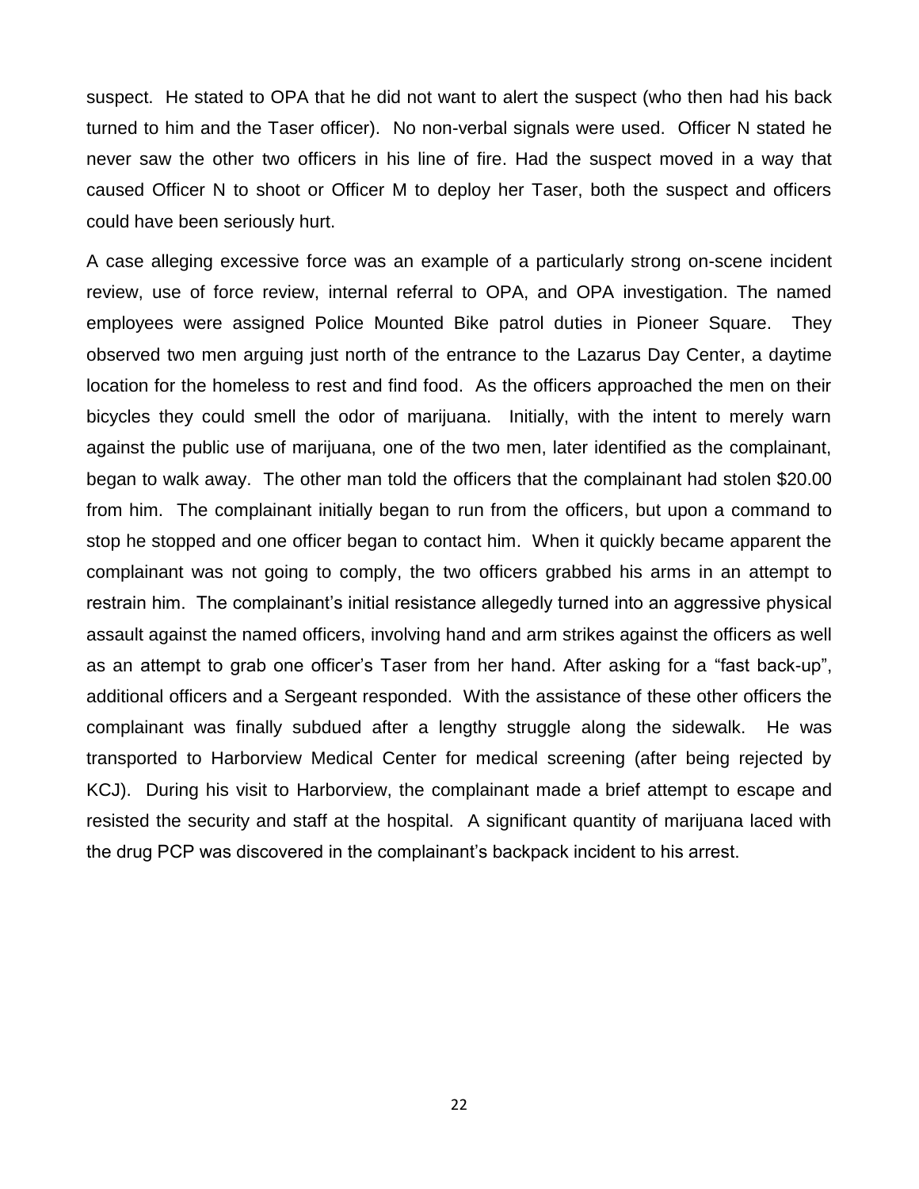suspect. He stated to OPA that he did not want to alert the suspect (who then had his back turned to him and the Taser officer). No non-verbal signals were used. Officer N stated he never saw the other two officers in his line of fire. Had the suspect moved in a way that caused Officer N to shoot or Officer M to deploy her Taser, both the suspect and officers could have been seriously hurt.

A case alleging excessive force was an example of a particularly strong on-scene incident review, use of force review, internal referral to OPA, and OPA investigation. The named employees were assigned Police Mounted Bike patrol duties in Pioneer Square. They observed two men arguing just north of the entrance to the Lazarus Day Center, a daytime location for the homeless to rest and find food. As the officers approached the men on their bicycles they could smell the odor of marijuana. Initially, with the intent to merely warn against the public use of marijuana, one of the two men, later identified as the complainant, began to walk away. The other man told the officers that the complainant had stolen $20.00 from him. The complainant initially began to run from the officers, but upon a command to stop he stopped and one officer began to contact him. When it quickly became apparent the complainant was not going to comply, the two officers grabbed his arms in an attempt to restrain him. The complainant's initial resistance allegedly turned into an aggressive physical assault against the named officers, involving hand and arm strikes against the officers as well as an attempt to grab one officer's Taser from her hand. After asking for a "fast back-up", additional officers and a Sergeant responded. With the assistance of these other officers the complainant was finally subdued after a lengthy struggle along the sidewalk. He was transported to Harborview Medical Center for medical screening (after being rejected by KCJ). During his visit to Harborview, the complainant made a brief attempt to escape and resisted the security and staff at the hospital. A significant quantity of marijuana laced with the drug PCP was discovered in the complainant's backpack incident to his arrest.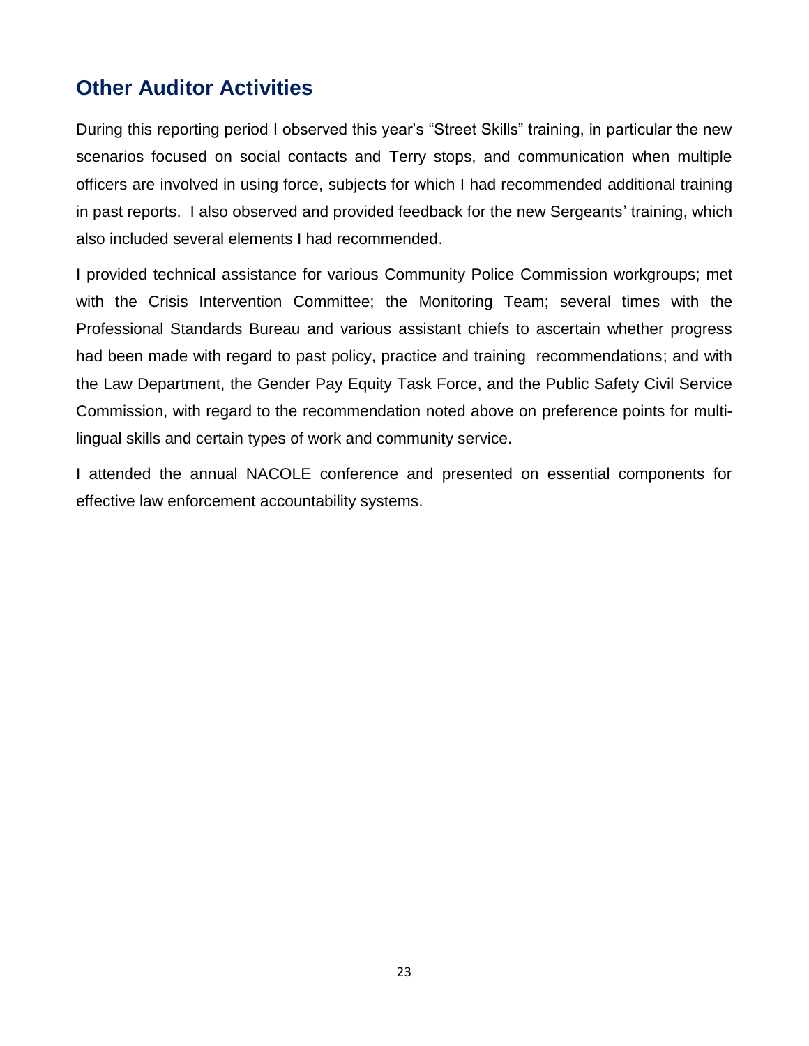## Other Auditor Activities

During this reporting period I observed this year's "Street Skills" training, in particular the new scenarios focused on social contacts and Terry stops, and communication when multiple officers are involved in using force, subjects for which I had recommended additional training in past reports. I also observed and provided feedback for the new Sergeants' training, which also included several elements I had recommended.

I provided technical assistance for various Community Police Commission workgroups; met with the Crisis Intervention Committee; the Monitoring Team; several times with the Professional Standards Bureau and various assistant chiefs to ascertain whether progress had been made with regard to past policy, practice and training recommendations; and with the Law Department, the Gender Pay Equity Task Force, and the Public Safety Civil Service Commission, with regard to the recommendation noted above on preference points for multi-lingual skills and certain types of work and community service.

I attended the annual NACOLE conference and presented on essential components for effective law enforcement accountability systems.